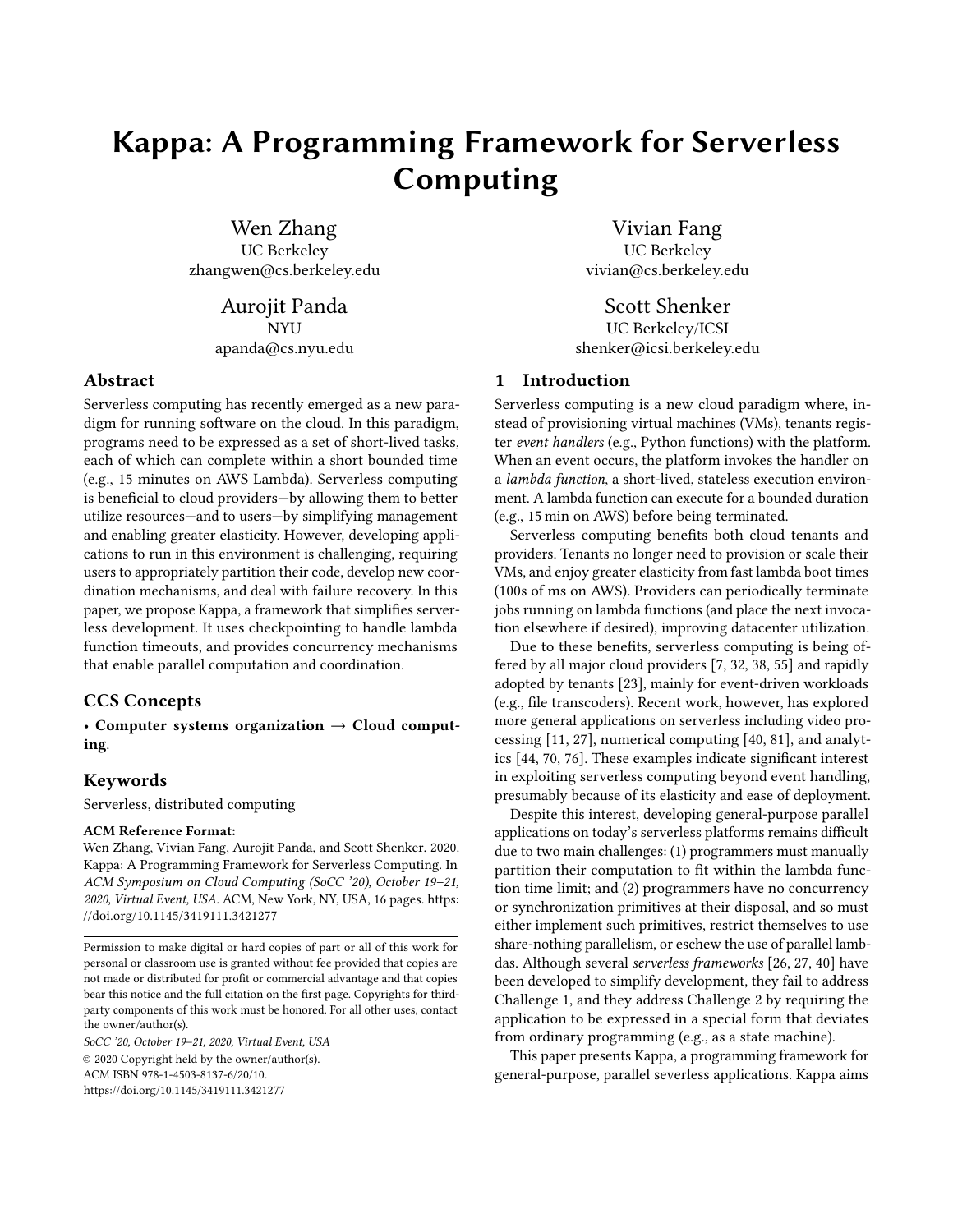# Kappa: A Programming Framework for Serverless Computing

Wen Zhang
UC Berkeley
zhangwen@cs.berkeley.edu

Vivian Fang
UC Berkeley
vivian@cs.berkeley.edu

Aurojit Panda
NYU
apanda@cs.nyu.edu

Scott Shenker
UC Berkeley/ICSI
shenker@icsi.berkeley.edu

## Abstract

Serverless computing has recently emerged as a new paradigm for running software on the cloud. In this paradigm, programs need to be expressed as a set of short-lived tasks, each of which can complete within a short bounded time (e.g., 15 minutes on AWS Lambda). Serverless computing is beneficial to cloud providers—by allowing them to better utilize resources—and to users—by simplifying management and enabling greater elasticity. However, developing applications to run in this environment is challenging, requiring users to appropriately partition their code, develop new coordination mechanisms, and deal with failure recovery. In this paper, we propose Kappa, a framework that simplifies serverless development. It uses checkpointing to handle lambda function timeouts, and provides concurrency mechanisms that enable parallel computation and coordination.

## CCS Concepts

• **Computer systems organization** → **Cloud computing**.

## Keywords

Serverless, distributed computing

**ACM Reference Format:**
Wen Zhang, Vivian Fang, Aurojit Panda, and Scott Shenker. 2020. Kappa: A Programming Framework for Serverless Computing. In *ACM Symposium on Cloud Computing (SoCC '20), October 19–21, 2020, Virtual Event, USA.* ACM, New York, NY, USA, 16 pages. https://doi.org/10.1145/3419111.3421277

Permission to make digital or hard copies of part or all of this work for personal or classroom use is granted without fee provided that copies are not made or distributed for profit or commercial advantage and that copies bear this notice and the full citation on the first page. Copyrights for third-party components of this work must be honored. For all other uses, contact the owner/author(s).

*SoCC '20, October 19–21, 2020, Virtual Event, USA*
© 2020 Copyright held by the owner/author(s).
ACM ISBN 978-1-4503-8137-6/20/10.
https://doi.org/10.1145/3419111.3421277

## 1 Introduction

Serverless computing is a new cloud paradigm where, instead of provisioning virtual machines (VMs), tenants register *event handlers* (e.g., Python functions) with the platform. When an event occurs, the platform invokes the handler on a *lambda function*, a short-lived, stateless execution environment. A lambda function can execute for a bounded duration (e.g., 15 min on AWS) before being terminated.

Serverless computing benefits both cloud tenants and providers. Tenants no longer need to provision or scale their VMs, and enjoy greater elasticity from fast lambda boot times (100s of ms on AWS). Providers can periodically terminate jobs running on lambda functions (and place the next invocation elsewhere if desired), improving datacenter utilization.

Due to these benefits, serverless computing is being offered by all major cloud providers [7, 32, 38, 55] and rapidly adopted by tenants [23], mainly for event-driven workloads (e.g., file transcoders). Recent work, however, has explored more general applications on serverless including video processing [11, 27], numerical computing [40, 81], and analytics [44, 70, 76]. These examples indicate significant interest in exploiting serverless computing beyond event handling, presumably because of its elasticity and ease of deployment.

Despite this interest, developing general-purpose parallel applications on today's serverless platforms remains difficult due to two main challenges: (1) programmers must manually partition their computation to fit within the lambda function time limit; and (2) programmers have no concurrency or synchronization primitives at their disposal, and so must either implement such primitives, restrict themselves to use share-nothing parallelism, or eschew the use of parallel lambdas. Although several *serverless frameworks* [26, 27, 40] have been developed to simplify development, they fail to address Challenge 1, and they address Challenge 2 by requiring the application to be expressed in a special form that deviates from ordinary programming (e.g., as a state machine).

This paper presents Kappa, a programming framework for general-purpose, parallel severless applications. Kappa aims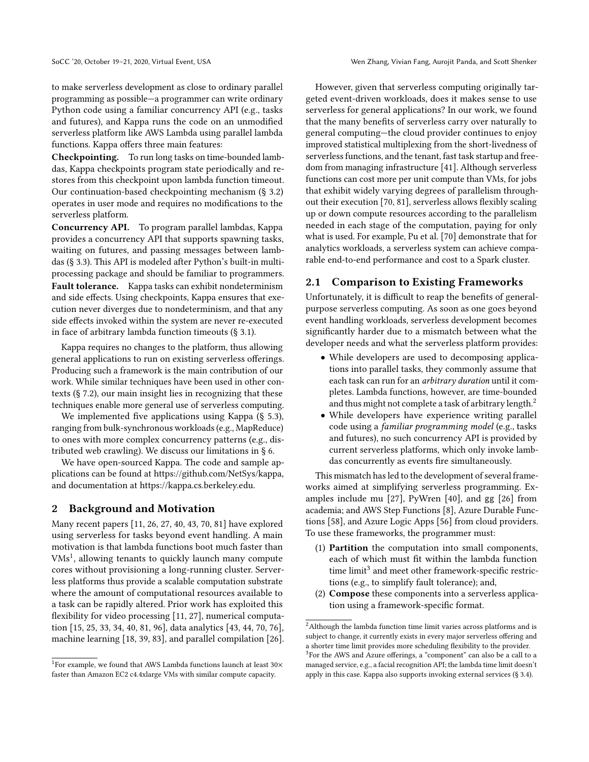to make serverless development as close to ordinary parallel programming as possible—a programmer can write ordinary Python code using a familiar concurrency API (e.g., tasks and futures), and Kappa runs the code on an unmodified serverless platform like AWS Lambda using parallel lambda functions. Kappa offers three main features:

**Checkpointing.** To run long tasks on time-bounded lambdas, Kappa checkpoints program state periodically and restores from this checkpoint upon lambda function timeout. Our continuation-based checkpointing mechanism (§ 3.2) operates in user mode and requires no modifications to the serverless platform.

**Concurrency API.** To program parallel lambdas, Kappa provides a concurrency API that supports spawning tasks, waiting on futures, and passing messages between lambdas (§ 3.3). This API is modeled after Python's built-in multiprocessing package and should be familiar to programmers.

**Fault tolerance.** Kappa tasks can exhibit nondeterminism and side effects. Using checkpoints, Kappa ensures that execution never diverges due to nondeterminism, and that any side effects invoked within the system are never re-executed in face of arbitrary lambda function timeouts (§ 3.1).

Kappa requires no changes to the platform, thus allowing general applications to run on existing serverless offerings. Producing such a framework is the main contribution of our work. While similar techniques have been used in other contexts (§ 7.2), our main insight lies in recognizing that these techniques enable more general use of serverless computing.

We implemented five applications using Kappa (§ 5.3), ranging from bulk-synchronous workloads (e.g., MapReduce) to ones with more complex concurrency patterns (e.g., distributed web crawling). We discuss our limitations in § 6.

We have open-sourced Kappa. The code and sample applications can be found at https://github.com/NetSys/kappa, and documentation at https://kappa.cs.berkeley.edu.

## 2 Background and Motivation

Many recent papers [11, 26, 27, 40, 43, 70, 81] have explored using serverless for tasks beyond event handling. A main motivation is that lambda functions boot much faster than VMs[1], allowing tenants to quickly launch many compute cores without provisioning a long-running cluster. Serverless platforms thus provide a scalable computation substrate where the amount of computational resources available to a task can be rapidly altered. Prior work has exploited this flexibility for video processing [11, 27], numerical computation [15, 25, 33, 34, 40, 81, 96], data analytics [43, 44, 70, 76], machine learning [18, 39, 83], and parallel compilation [26].

However, given that serverless computing originally targeted event-driven workloads, does it makes sense to use serverless for general applications? In our work, we found that the many benefits of serverless carry over naturally to general computing—the cloud provider continues to enjoy improved statistical multiplexing from the short-livedness of serverless functions, and the tenant, fast task startup and freedom from managing infrastructure [41]. Although serverless functions can cost more per unit compute than VMs, for jobs that exhibit widely varying degrees of parallelism throughout their execution [70, 81], serverless allows flexibly scaling up or down compute resources according to the parallelism needed in each stage of the computation, paying for only what is used. For example, Pu et al. [70] demonstrate that for analytics workloads, a serverless system can achieve comparable end-to-end performance and cost to a Spark cluster.

### 2.1 Comparison to Existing Frameworks

Unfortunately, it is difficult to reap the benefits of general-purpose serverless computing. As soon as one goes beyond event handling workloads, serverless development becomes significantly harder due to a mismatch between what the developer needs and what the serverless platform provides:

- While developers are used to decomposing applications into parallel tasks, they commonly assume that each task can run for an *arbitrary duration* until it completes. Lambda functions, however, are time-bounded and thus might not complete a task of arbitrary length.[2]
- While developers have experience writing parallel code using a *familiar programming model* (e.g., tasks and futures), no such concurrency API is provided by current serverless platforms, which only invoke lambdas concurrently as events fire simultaneously.

This mismatch has led to the development of several frameworks aimed at simplifying serverless programming. Examples include mu [27], PyWren [40], and gg [26] from academia; and AWS Step Functions [8], Azure Durable Functions [58], and Azure Logic Apps [56] from cloud providers. To use these frameworks, the programmer must:

1. **Partition** the computation into small components, each of which must fit within the lambda function time limit[3] and meet other framework-specific restrictions (e.g., to simplify fault tolerance); and,
2. **Compose** these components into a serverless application using a framework-specific format.

[1] For example, we found that AWS Lambda functions launch at least 30× faster than Amazon EC2 c4.4xlarge VMs with similar compute capacity.

[2] Although the lambda function time limit varies across platforms and is subject to change, it currently exists in every major serverless offering and a shorter time limit provides more scheduling flexibility to the provider.

[3] For the AWS and Azure offerings, a "component" can also be a call to a managed service, e.g., a facial recognition API; the lambda time limit doesn't apply in this case. Kappa also supports invoking external services (§ 3.4).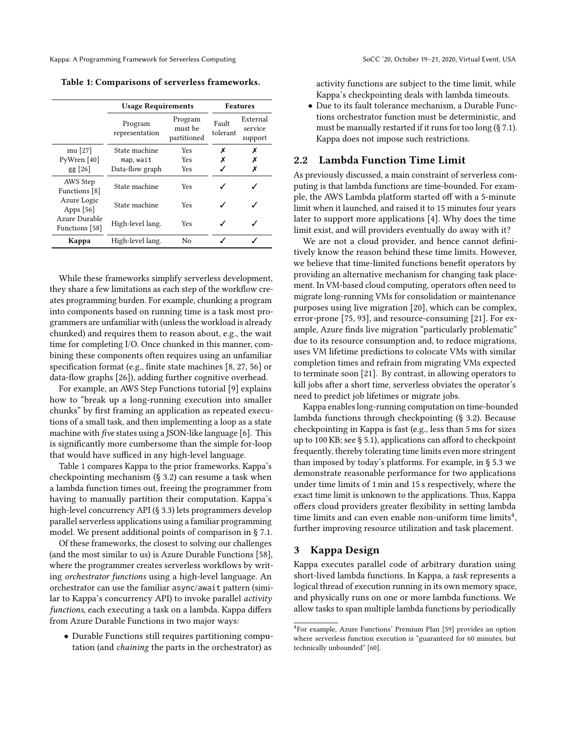**Table 1: Comparisons of serverless frameworks.**

| | Usage Requirements | | Features | |
|---|---|---|---|---|
| | Program representation | Program must be partitioned | Fault tolerant | External service support |
| mu [27] | State machine | Yes | ✗ | ✗ |
| PyWren [40] | `map`, `wait` | Yes | ✗ | ✗ |
| gg [26] | Data-flow graph | Yes | ✓ | ✗ |
| AWS Step Functions [8] | State machine | Yes | ✓ | ✓ |
| Azure Logic Apps [56] | State machine | Yes | ✓ | ✓ |
| Azure Durable Functions [58] | High-level lang. | Yes | ✓ | ✓ |
| **Kappa** | High-level lang. | No | ✓ | ✓ |

While these frameworks simplify serverless development, they share a few limitations as each step of the workflow creates programming burden. For example, chunking a program into components based on running time is a task most programmers are unfamiliar with (unless the workload is already chunked) and requires them to reason about, e.g., the wait time for completing I/O. Once chunked in this manner, combining these components often requires using an unfamiliar specification format (e.g., finite state machines [8, 27, 56] or data-flow graphs [26]), adding further cognitive overhead.

For example, an AWS Step Functions tutorial [9] explains how to "break up a long-running execution into smaller chunks" by first framing an application as repeated executions of a small task, and then implementing a loop as a state machine with *five* states using a JSON-like language [6]. This is significantly more cumbersome than the simple for-loop that would have sufficed in any high-level language.

Table 1 compares Kappa to the prior frameworks. Kappa's checkpointing mechanism (§ 3.2) can resume a task when a lambda function times out, freeing the programmer from having to manually partition their computation. Kappa's high-level concurrency API (§ 3.3) lets programmers develop parallel serverless applications using a familiar programming model. We present additional points of comparison in § 7.1.

Of these frameworks, the closest to solving our challenges (and the most similar to us) is Azure Durable Functions [58], where the programmer creates serverless workflows by writing *orchestrator functions* using a high-level language. An orchestrator can use the familiar `async`/`await` pattern (similar to Kappa's concurrency API) to invoke parallel *activity functions*, each executing a task on a lambda. Kappa differs from Azure Durable Functions in two major ways:

- Durable Functions still requires partitioning computation (and *chaining* the parts in the orchestrator) as activity functions are subject to the time limit, while Kappa's checkpointing deals with lambda timeouts.
- Due to its fault tolerance mechanism, a Durable Functions orchestrator function must be deterministic, and must be manually restarted if it runs for too long (§ 7.1). Kappa does not impose such restrictions.

## 2.2 Lambda Function Time Limit

As previously discussed, a main constraint of serverless computing is that lambda functions are time-bounded. For example, the AWS Lambda platform started off with a 5-minute limit when it launched, and raised it to 15 minutes four years later to support more applications [4]. Why does the time limit exist, and will providers eventually do away with it?

We are not a cloud provider, and hence cannot definitively know the reason behind these time limits. However, we believe that time-limited functions benefit operators by providing an alternative mechanism for changing task placement. In VM-based cloud computing, operators often need to migrate long-running VMs for consolidation or maintenance purposes using live migration [20], which can be complex, error-prone [75, 93], and resource-consuming [21]. For example, Azure finds live migration "particularly problematic" due to its resource consumption and, to reduce migrations, uses VM lifetime predictions to colocate VMs with similar completion times and refrain from migrating VMs expected to terminate soon [21]. By contrast, in allowing operators to kill jobs after a short time, serverless obviates the operator's need to predict job lifetimes or migrate jobs.

Kappa enables long-running computation on time-bounded lambda functions through checkpointing (§ 3.2). Because checkpointing in Kappa is fast (e.g., less than 5 ms for sizes up to 100 KB; see § 5.1), applications can afford to checkpoint frequently, thereby tolerating time limits even more stringent than imposed by today's platforms. For example, in § 5.3 we demonstrate reasonable performance for two applications under time limits of 1 min and 15 s respectively, where the exact time limit is unknown to the applications. Thus, Kappa offers cloud providers greater flexibility in setting lambda time limits and can even enable non-uniform time limits[4], further improving resource utilization and task placement.

# 3 Kappa Design

Kappa executes parallel code of arbitrary duration using short-lived lambda functions. In Kappa, a *task* represents a logical thread of execution running in its own memory space, and physically runs on one or more lambda functions. We allow tasks to span multiple lambda functions by periodically

[4]For example, Azure Functions' Premium Plan [59] provides an option where serverless function execution is "guaranteed for 60 minutes, but technically unbounded" [60].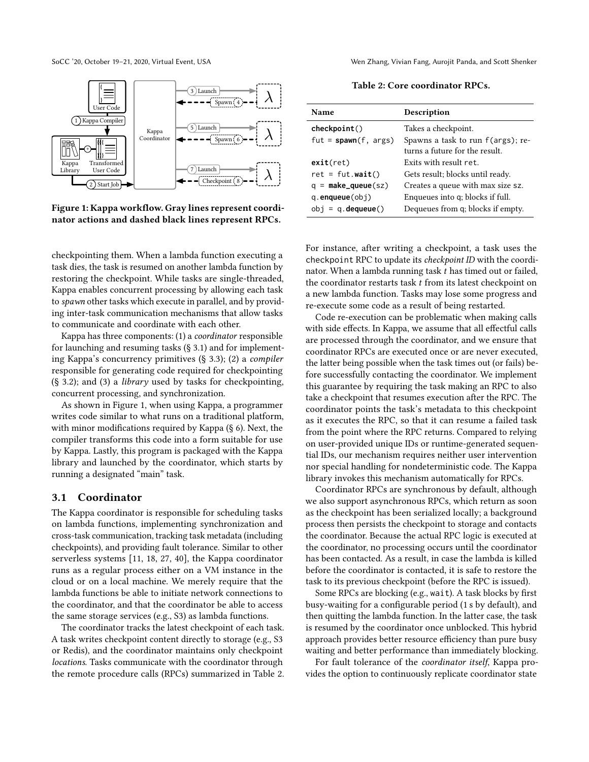Figure 1: Kappa workflow. Gray lines represent coordinator actions and dashed black lines represent RPCs.

checkpointing them. When a lambda function executing a task dies, the task is resumed on another lambda function by restoring the checkpoint. While tasks are single-threaded, Kappa enables concurrent processing by allowing each task to *spawn* other tasks which execute in parallel, and by providing inter-task communication mechanisms that allow tasks to communicate and coordinate with each other.

Kappa has three components: (1) a *coordinator* responsible for launching and resuming tasks (§ 3.1) and for implementing Kappa's concurrency primitives (§ 3.3); (2) a *compiler* responsible for generating code required for checkpointing (§ 3.2); and (3) a *library* used by tasks for checkpointing, concurrent processing, and synchronization.

As shown in Figure 1, when using Kappa, a programmer writes code similar to what runs on a traditional platform, with minor modifications required by Kappa (§ 6). Next, the compiler transforms this code into a form suitable for use by Kappa. Lastly, this program is packaged with the Kappa library and launched by the coordinator, which starts by running a designated "main" task.

## 3.1 Coordinator

The Kappa coordinator is responsible for scheduling tasks on lambda functions, implementing synchronization and cross-task communication, tracking task metadata (including checkpoints), and providing fault tolerance. Similar to other serverless systems [11, 18, 27, 40], the Kappa coordinator runs as a regular process either on a VM instance in the cloud or on a local machine. We merely require that the lambda functions be able to initiate network connections to the coordinator, and that the coordinator be able to access the same storage services (e.g., S3) as lambda functions.

The coordinator tracks the latest checkpoint of each task. A task writes checkpoint content directly to storage (e.g., S3 or Redis), and the coordinator maintains only checkpoint *locations*. Tasks communicate with the coordinator through the remote procedure calls (RPCs) summarized in Table 2.

**Table 2: Core coordinator RPCs.**

| Name | Description |
|---|---|
| `checkpoint()` | Takes a checkpoint. |
| `fut = spawn(f, args)` | Spawns a task to run `f(args)`; returns a future for the result. |
| `exit(ret)` | Exits with result `ret`. |
| `ret = fut.wait()` | Gets result; blocks until ready. |
| `q = make_queue(sz)` | Creates a queue with max size `sz`. |
| `q.enqueue(obj)` | Enqueues into `q`; blocks if full. |
| `obj = q.dequeue()` | Dequeues from `q`; blocks if empty. |

For instance, after writing a checkpoint, a task uses the `checkpoint` RPC to update its *checkpoint ID* with the coordinator. When a lambda running task $t$ has timed out or failed, the coordinator restarts task $t$ from its latest checkpoint on a new lambda function. Tasks may lose some progress and re-execute some code as a result of being restarted.

Code re-execution can be problematic when making calls with side effects. In Kappa, we assume that all effectful calls are processed through the coordinator, and we ensure that coordinator RPCs are executed once or are never executed, the latter being possible when the task times out (or fails) before successfully contacting the coordinator. We implement this guarantee by requiring the task making an RPC to also take a checkpoint that resumes execution after the RPC. The coordinator points the task's metadata to this checkpoint as it executes the RPC, so that it can resume a failed task from the point where the RPC returns. Compared to relying on user-provided unique IDs or runtime-generated sequential IDs, our mechanism requires neither user intervention nor special handling for nondeterministic code. The Kappa library invokes this mechanism automatically for RPCs.

Coordinator RPCs are synchronous by default, although we also support asynchronous RPCs, which return as soon as the checkpoint has been serialized locally; a background process then persists the checkpoint to storage and contacts the coordinator. Because the actual RPC logic is executed at the coordinator, no processing occurs until the coordinator has been contacted. As a result, in case the lambda is killed before the coordinator is contacted, it is safe to restore the task to its previous checkpoint (before the RPC is issued).

Some RPCs are blocking (e.g., `wait`). A task blocks by first busy-waiting for a configurable period (1 s by default), and then quitting the lambda function. In the latter case, the task is resumed by the coordinator once unblocked. This hybrid approach provides better resource efficiency than pure busy waiting and better performance than immediately blocking.

For fault tolerance of the *coordinator itself*, Kappa provides the option to continuously replicate coordinator state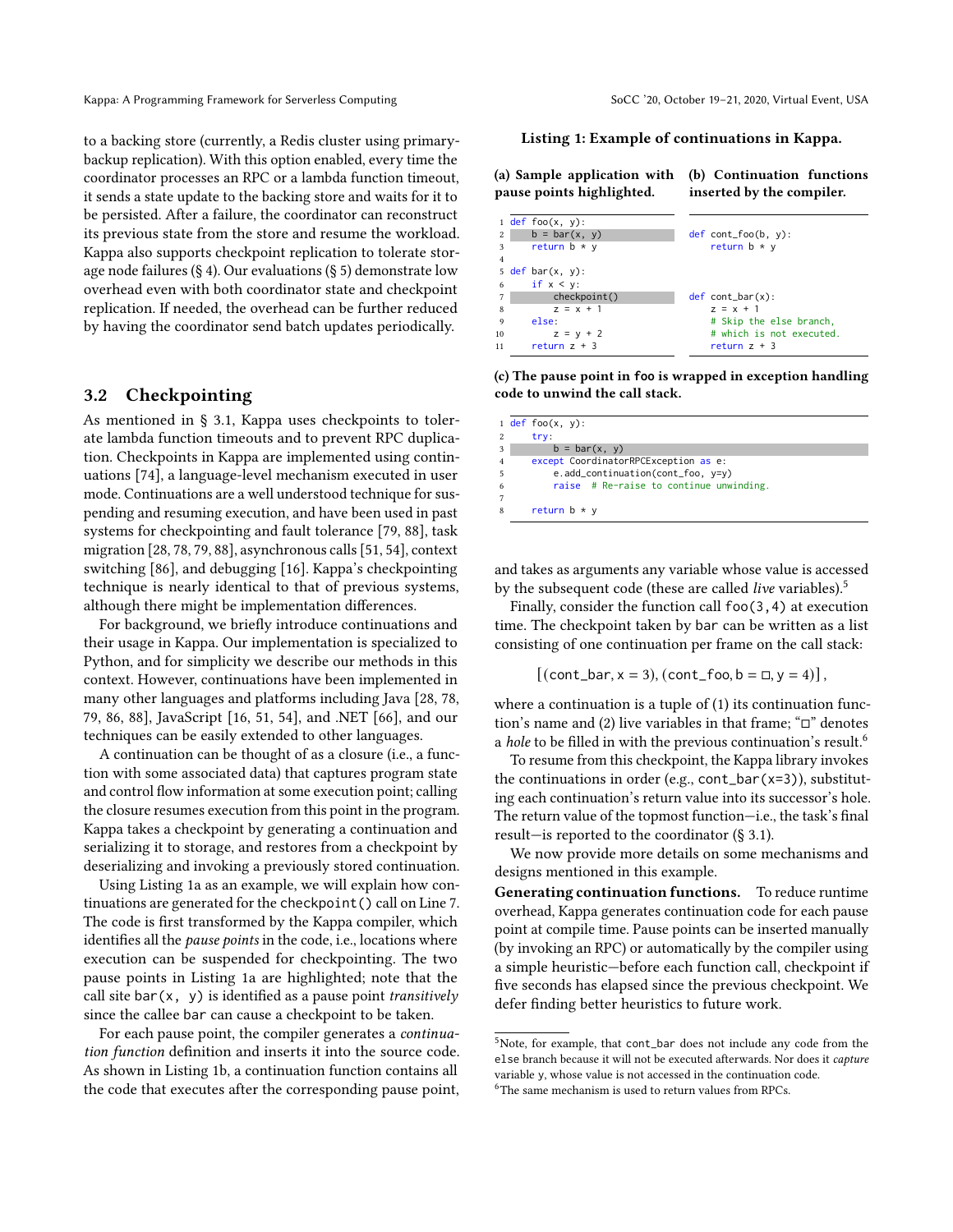to a backing store (currently, a Redis cluster using primary-backup replication). With this option enabled, every time the coordinator processes an RPC or a lambda function timeout, it sends a state update to the backing store and waits for it to be persisted. After a failure, the coordinator can reconstruct its previous state from the store and resume the workload. Kappa also supports checkpoint replication to tolerate storage node failures (§ 4). Our evaluations (§ 5) demonstrate low overhead even with both coordinator state and checkpoint replication. If needed, the overhead can be further reduced by having the coordinator send batch updates periodically.

## 3.2 Checkpointing

As mentioned in § 3.1, Kappa uses checkpoints to tolerate lambda function timeouts and to prevent RPC duplication. Checkpoints in Kappa are implemented using continuations [74], a language-level mechanism executed in user mode. Continuations are a well understood technique for suspending and resuming execution, and have been used in past systems for checkpointing and fault tolerance [79, 88], task migration [28, 78, 79, 88], asynchronous calls [51, 54], context switching [86], and debugging [16]. Kappa's checkpointing technique is nearly identical to that of previous systems, although there might be implementation differences.

For background, we briefly introduce continuations and their usage in Kappa. Our implementation is specialized to Python, and for simplicity we describe our methods in this context. However, continuations have been implemented in many other languages and platforms including Java [28, 78, 79, 86, 88], JavaScript [16, 51, 54], and .NET [66], and our techniques can be easily extended to other languages.

A continuation can be thought of as a closure (i.e., a function with some associated data) that captures program state and control flow information at some execution point; calling the closure resumes execution from this point in the program. Kappa takes a checkpoint by generating a continuation and serializing it to storage, and restores from a checkpoint by deserializing and invoking a previously stored continuation.

Using Listing 1a as an example, we will explain how continuations are generated for the `checkpoint()` call on Line 7. The code is first transformed by the Kappa compiler, which identifies all the *pause points* in the code, i.e., locations where execution can be suspended for checkpointing. The two pause points in Listing 1a are highlighted; note that the call site `bar(x, y)` is identified as a pause point *transitively* since the callee `bar` can cause a checkpoint to be taken.

For each pause point, the compiler generates a *continuation function* definition and inserts it into the source code. As shown in Listing 1b, a continuation function contains all the code that executes after the corresponding pause point,

**Listing 1: Example of continuations in Kappa.**

**(a) Sample application with pause points highlighted.**

```python
def foo(x, y):
    b = bar(x, y)
    return b * y

def bar(x, y):
    if x < y:
        checkpoint()
        z = x + 1
    else:
        z = y + 2
    return z + 3
```

**(b) Continuation functions inserted by the compiler.**

```python
def cont_foo(b, y):
    return b * y



def cont_bar(x):
    z = x + 1
    # Skip the else branch,
    # which is not executed.
    return z + 3
```

**(c) The pause point in foo is wrapped in exception handling code to unwind the call stack.**

```python
def foo(x, y):
    try:
        b = bar(x, y)
    except CoordinatorRPCException as e:
        e.add_continuation(cont_foo, y=y)
        raise  # Re-raise to continue unwinding.

    return b * y
```

and takes as arguments any variable whose value is accessed by the subsequent code (these are called *live* variables).[5]

Finally, consider the function call `foo(3,4)` at execution time. The checkpoint taken by `bar` can be written as a list consisting of one continuation per frame on the call stack:

$$[(\texttt{cont\_bar}, \texttt{x} = 3), (\texttt{cont\_foo}, \texttt{b} = \square, \texttt{y} = 4)],$$

where a continuation is a tuple of (1) its continuation function's name and (2) live variables in that frame; "□" denotes a *hole* to be filled in with the previous continuation's result.[6]

To resume from this checkpoint, the Kappa library invokes the continuations in order (e.g., `cont_bar(x=3)`), substituting each continuation's return value into its successor's hole. The return value of the topmost function—i.e., the task's final result—is reported to the coordinator (§ 3.1).

We now provide more details on some mechanisms and designs mentioned in this example.

**Generating continuation functions.** To reduce runtime overhead, Kappa generates continuation code for each pause point at compile time. Pause points can be inserted manually (by invoking an RPC) or automatically by the compiler using a simple heuristic—before each function call, checkpoint if five seconds has elapsed since the previous checkpoint. We defer finding better heuristics to future work.

[5] Note, for example, that `cont_bar` does not include any code from the `else` branch because it will not be executed afterwards. Nor does it *capture* variable `y`, whose value is not accessed in the continuation code.

[6] The same mechanism is used to return values from RPCs.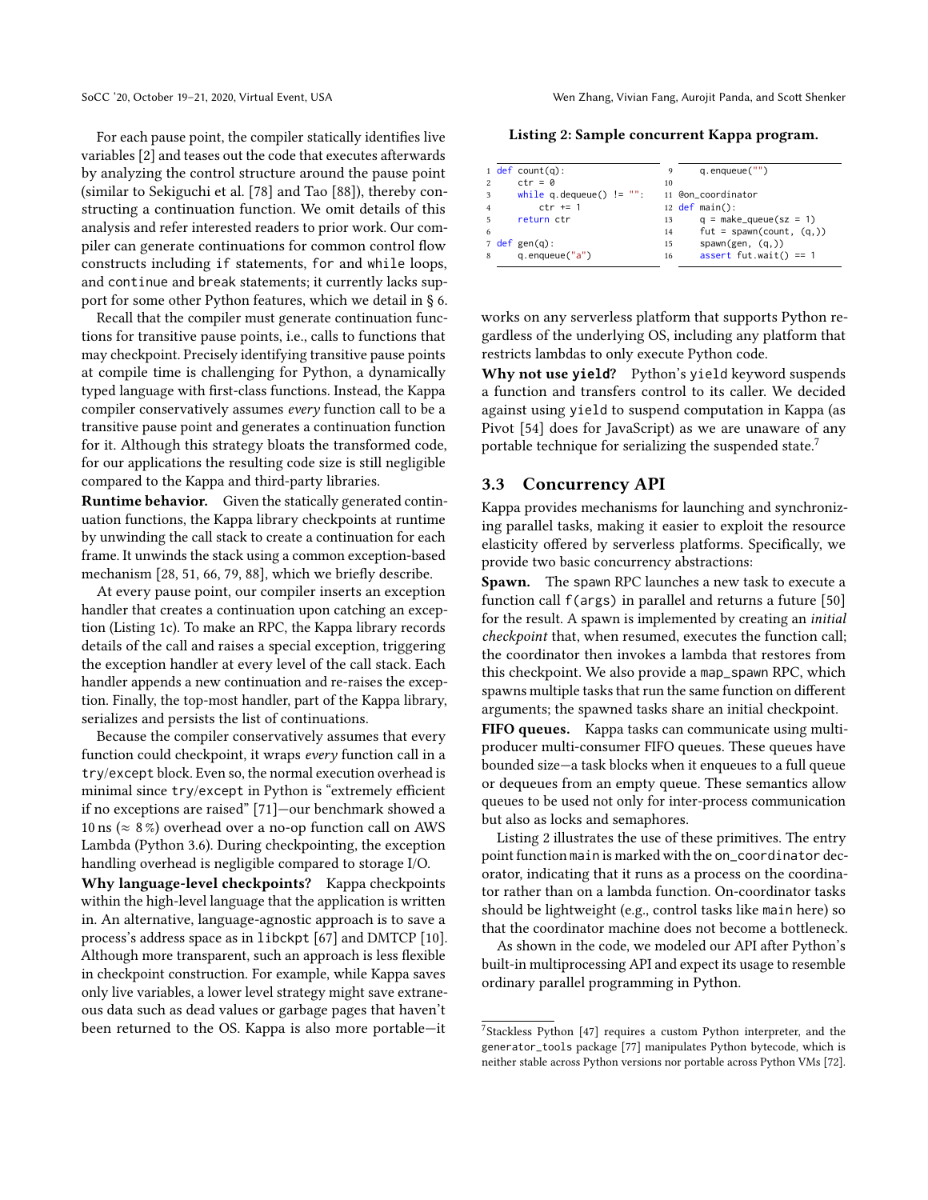For each pause point, the compiler statically identifies live variables [2] and teases out the code that executes afterwards by analyzing the control structure around the pause point (similar to Sekiguchi et al. [78] and Tao [88]), thereby constructing a continuation function. We omit details of this analysis and refer interested readers to prior work. Our compiler can generate continuations for common control flow constructs including `if` statements, `for` and `while` loops, and `continue` and `break` statements; it currently lacks support for some other Python features, which we detail in § 6.

Recall that the compiler must generate continuation functions for transitive pause points, i.e., calls to functions that may checkpoint. Precisely identifying transitive pause points at compile time is challenging for Python, a dynamically typed language with first-class functions. Instead, the Kappa compiler conservatively assumes *every* function call to be a transitive pause point and generates a continuation function for it. Although this strategy bloats the transformed code, for our applications the resulting code size is still negligible compared to the Kappa and third-party libraries.

**Runtime behavior.** Given the statically generated continuation functions, the Kappa library checkpoints at runtime by unwinding the call stack to create a continuation for each frame. It unwinds the stack using a common exception-based mechanism [28, 51, 66, 79, 88], which we briefly describe.

At every pause point, our compiler inserts an exception handler that creates a continuation upon catching an exception (Listing 1c). To make an RPC, the Kappa library records details of the call and raises a special exception, triggering the exception handler at every level of the call stack. Each handler appends a new continuation and re-raises the exception. Finally, the top-most handler, part of the Kappa library, serializes and persists the list of continuations.

Because the compiler conservatively assumes that every function could checkpoint, it wraps *every* function call in a `try`/`except` block. Even so, the normal execution overhead is minimal since `try`/`except` in Python is "extremely efficient if no exceptions are raised" [71]—our benchmark showed a 10 ns (≈ 8 %) overhead over a no-op function call on AWS Lambda (Python 3.6). During checkpointing, the exception handling overhead is negligible compared to storage I/O.

**Why language-level checkpoints?** Kappa checkpoints within the high-level language that the application is written in. An alternative, language-agnostic approach is to save a process's address space as in `libckpt` [67] and DMTCP [10]. Although more transparent, such an approach is less flexible in checkpoint construction. For example, while Kappa saves only live variables, a lower level strategy might save extraneous data such as dead values or garbage pages that haven't been returned to the OS. Kappa is also more portable—it works on any serverless platform that supports Python regardless of the underlying OS, including any platform that restricts lambdas to only execute Python code.

**Why not use `yield`?** Python's `yield` keyword suspends a function and transfers control to its caller. We decided against using `yield` to suspend computation in Kappa (as Pivot [54] does for JavaScript) as we are unaware of any portable technique for serializing the suspended state.[7]

**Listing 2: Sample concurrent Kappa program.**

```
1  def count(q):
2      ctr = 0
3      while q.dequeue() != "":
4          ctr += 1
5      return ctr
6
7  def gen(q):
8      q.enqueue("a")
9      q.enqueue("")
10
11 @on_coordinator
12 def main():
13     q = make_queue(sz = 1)
14     fut = spawn(count, (q,))
15     spawn(gen, (q,))
16     assert fut.wait() == 1
```

## 3.3 Concurrency API

Kappa provides mechanisms for launching and synchronizing parallel tasks, making it easier to exploit the resource elasticity offered by serverless platforms. Specifically, we provide two basic concurrency abstractions:

**Spawn.** The `spawn` RPC launches a new task to execute a function call `f(args)` in parallel and returns a future [50] for the result. A spawn is implemented by creating an *initial checkpoint* that, when resumed, executes the function call; the coordinator then invokes a lambda that restores from this checkpoint. We also provide a `map_spawn` RPC, which spawns multiple tasks that run the same function on different arguments; the spawned tasks share an initial checkpoint.

**FIFO queues.** Kappa tasks can communicate using multi-producer multi-consumer FIFO queues. These queues have bounded size—a task blocks when it enqueues to a full queue or dequeues from an empty queue. These semantics allow queues to be used not only for inter-process communication but also as locks and semaphores.

Listing 2 illustrates the use of these primitives. The entry point function `main` is marked with the `on_coordinator` decorator, indicating that it runs as a process on the coordinator rather than on a lambda function. On-coordinator tasks should be lightweight (e.g., control tasks like `main` here) so that the coordinator machine does not become a bottleneck.

As shown in the code, we modeled our API after Python's built-in multiprocessing API and expect its usage to resemble ordinary parallel programming in Python.

[7] Stackless Python [47] requires a custom Python interpreter, and the `generator_tools` package [77] manipulates Python bytecode, which is neither stable across Python versions nor portable across Python VMs [72].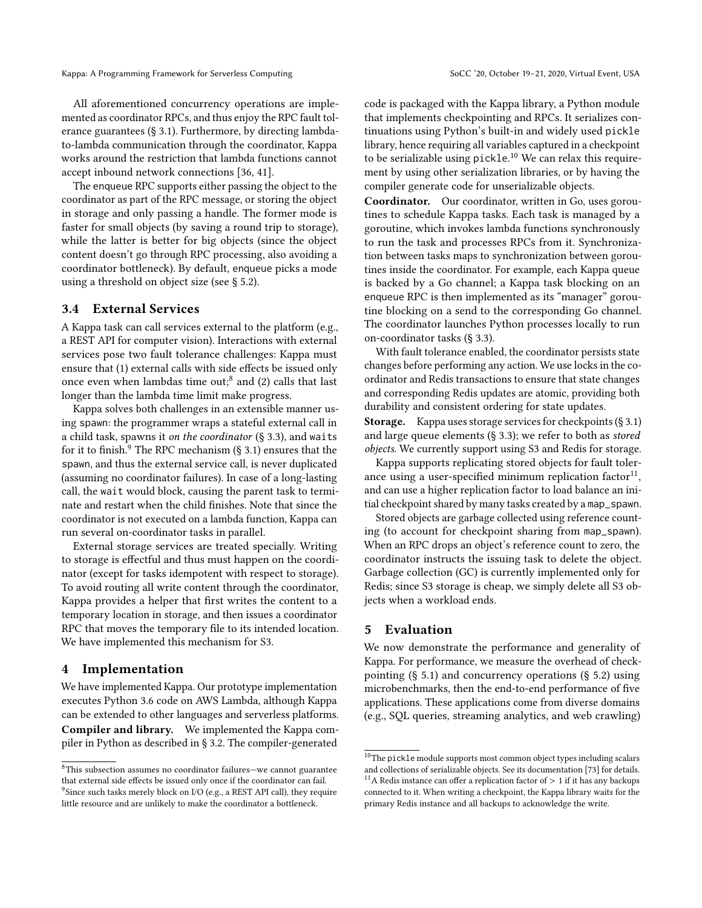All aforementioned concurrency operations are implemented as coordinator RPCs, and thus enjoy the RPC fault tolerance guarantees (§ 3.1). Furthermore, by directing lambda-to-lambda communication through the coordinator, Kappa works around the restriction that lambda functions cannot accept inbound network connections [36, 41].

The enqueue RPC supports either passing the object to the coordinator as part of the RPC message, or storing the object in storage and only passing a handle. The former mode is faster for small objects (by saving a round trip to storage), while the latter is better for big objects (since the object content doesn't go through RPC processing, also avoiding a coordinator bottleneck). By default, enqueue picks a mode using a threshold on object size (see § 5.2).

## 3.4 External Services

A Kappa task can call services external to the platform (e.g., a REST API for computer vision). Interactions with external services pose two fault tolerance challenges: Kappa must ensure that (1) external calls with side effects be issued only once even when lambdas time out;[8] and (2) calls that last longer than the lambda time limit make progress.

Kappa solves both challenges in an extensible manner using spawn: the programmer wraps a stateful external call in a child task, spawns it *on the coordinator* (§ 3.3), and waits for it to finish.[9] The RPC mechanism (§ 3.1) ensures that the spawn, and thus the external service call, is never duplicated (assuming no coordinator failures). In case of a long-lasting call, the wait would block, causing the parent task to terminate and restart when the child finishes. Note that since the coordinator is not executed on a lambda function, Kappa can run several on-coordinator tasks in parallel.

External storage services are treated specially. Writing to storage is effectful and thus must happen on the coordinator (except for tasks idempotent with respect to storage). To avoid routing all write content through the coordinator, Kappa provides a helper that first writes the content to a temporary location in storage, and then issues a coordinator RPC that moves the temporary file to its intended location. We have implemented this mechanism for S3.

# 4 Implementation

We have implemented Kappa. Our prototype implementation executes Python 3.6 code on AWS Lambda, although Kappa can be extended to other languages and serverless platforms.

**Compiler and library.** We implemented the Kappa compiler in Python as described in § 3.2. The compiler-generated code is packaged with the Kappa library, a Python module that implements checkpointing and RPCs. It serializes continuations using Python's built-in and widely used pickle library, hence requiring all variables captured in a checkpoint to be serializable using pickle.[10] We can relax this requirement by using other serialization libraries, or by having the compiler generate code for unserializable objects.

**Coordinator.** Our coordinator, written in Go, uses goroutines to schedule Kappa tasks. Each task is managed by a goroutine, which invokes lambda functions synchronously to run the task and processes RPCs from it. Synchronization between tasks maps to synchronization between goroutines inside the coordinator. For example, each Kappa queue is backed by a Go channel; a Kappa task blocking on an enqueue RPC is then implemented as its "manager" goroutine blocking on a send to the corresponding Go channel. The coordinator launches Python processes locally to run on-coordinator tasks (§ 3.3).

With fault tolerance enabled, the coordinator persists state changes before performing any action. We use locks in the coordinator and Redis transactions to ensure that state changes and corresponding Redis updates are atomic, providing both durability and consistent ordering for state updates.

**Storage.** Kappa uses storage services for checkpoints (§ 3.1) and large queue elements (§ 3.3); we refer to both as *stored objects*. We currently support using S3 and Redis for storage.

Kappa supports replicating stored objects for fault tolerance using a user-specified minimum replication factor[11], and can use a higher replication factor to load balance an initial checkpoint shared by many tasks created by a map_spawn.

Stored objects are garbage collected using reference counting (to account for checkpoint sharing from map_spawn). When an RPC drops an object's reference count to zero, the coordinator instructs the issuing task to delete the object. Garbage collection (GC) is currently implemented only for Redis; since S3 storage is cheap, we simply delete all S3 objects when a workload ends.

# 5 Evaluation

We now demonstrate the performance and generality of Kappa. For performance, we measure the overhead of checkpointing (§ 5.1) and concurrency operations (§ 5.2) using microbenchmarks, then the end-to-end performance of five applications. These applications come from diverse domains (e.g., SQL queries, streaming analytics, and web crawling)

---

[8] This subsection assumes no coordinator failures—we cannot guarantee that external side effects be issued only once if the coordinator can fail.

[9] Since such tasks merely block on I/O (e.g., a REST API call), they require little resource and are unlikely to make the coordinator a bottleneck.

[10] The pickle module supports most common object types including scalars and collections of serializable objects. See its documentation [73] for details.

[11] A Redis instance can offer a replication factor of $> 1$ if it has any backups connected to it. When writing a checkpoint, the Kappa library waits for the primary Redis instance and all backups to acknowledge the write.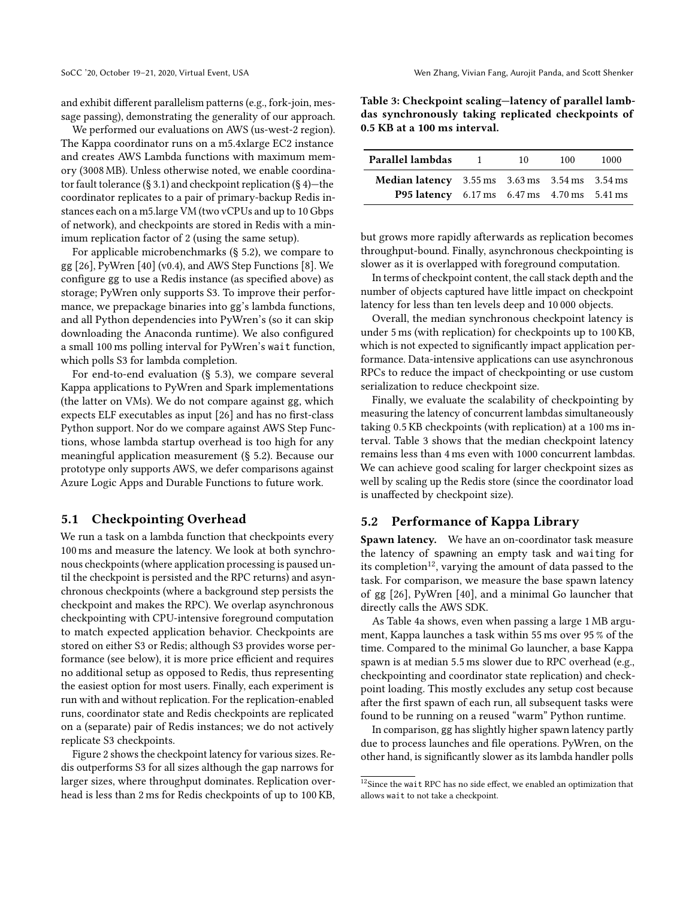and exhibit different parallelism patterns (e.g., fork-join, message passing), demonstrating the generality of our approach.

We performed our evaluations on AWS (us-west-2 region). The Kappa coordinator runs on a m5.4xlarge EC2 instance and creates AWS Lambda functions with maximum memory (3008 MB). Unless otherwise noted, we enable coordinator fault tolerance (§ 3.1) and checkpoint replication (§ 4)—the coordinator replicates to a pair of primary-backup Redis instances each on a m5.large VM (two vCPUs and up to 10 Gbps of network), and checkpoints are stored in Redis with a minimum replication factor of 2 (using the same setup).

For applicable microbenchmarks (§ 5.2), we compare to gg [26], PyWren [40] (v0.4), and AWS Step Functions [8]. We configure gg to use a Redis instance (as specified above) as storage; PyWren only supports S3. To improve their performance, we prepackage binaries into gg's lambda functions, and all Python dependencies into PyWren's (so it can skip downloading the Anaconda runtime). We also configured a small 100 ms polling interval for PyWren's `wait` function, which polls S3 for lambda completion.

For end-to-end evaluation (§ 5.3), we compare several Kappa applications to PyWren and Spark implementations (the latter on VMs). We do not compare against gg, which expects ELF executables as input [26] and has no first-class Python support. Nor do we compare against AWS Step Functions, whose lambda startup overhead is too high for any meaningful application measurement (§ 5.2). Because our prototype only supports AWS, we defer comparisons against Azure Logic Apps and Durable Functions to future work.

## 5.1 Checkpointing Overhead

We run a task on a lambda function that checkpoints every 100 ms and measure the latency. We look at both synchronous checkpoints (where application processing is paused until the checkpoint is persisted and the RPC returns) and asynchronous checkpoints (where a background step persists the checkpoint and makes the RPC). We overlap asynchronous checkpointing with CPU-intensive foreground computation to match expected application behavior. Checkpoints are stored on either S3 or Redis; although S3 provides worse performance (see below), it is more price efficient and requires no additional setup as opposed to Redis, thus representing the easiest option for most users. Finally, each experiment is run with and without replication. For the replication-enabled runs, coordinator state and Redis checkpoints are replicated on a (separate) pair of Redis instances; we do not actively replicate S3 checkpoints.

Figure 2 shows the checkpoint latency for various sizes. Redis outperforms S3 for all sizes although the gap narrows for larger sizes, where throughput dominates. Replication overhead is less than 2 ms for Redis checkpoints of up to 100 KB, but grows more rapidly afterwards as replication becomes throughput-bound. Finally, asynchronous checkpointing is slower as it is overlapped with foreground computation.

**Table 3: Checkpoint scaling—latency of parallel lambdas synchronously taking replicated checkpoints of 0.5 KB at a 100 ms interval.**

| Parallel lambdas | 1 | 10 | 100 | 1000 |
|---|---|---|---|---|
| **Median latency** | 3.55 ms | 3.63 ms | 3.54 ms | 3.54 ms |
| **P95 latency** | 6.17 ms | 6.47 ms | 4.70 ms | 5.41 ms |

In terms of checkpoint content, the call stack depth and the number of objects captured have little impact on checkpoint latency for less than ten levels deep and 10 000 objects.

Overall, the median synchronous checkpoint latency is under 5 ms (with replication) for checkpoints up to 100 KB, which is not expected to significantly impact application performance. Data-intensive applications can use asynchronous RPCs to reduce the impact of checkpointing or use custom serialization to reduce checkpoint size.

Finally, we evaluate the scalability of checkpointing by measuring the latency of concurrent lambdas simultaneously taking 0.5 KB checkpoints (with replication) at a 100 ms interval. Table 3 shows that the median checkpoint latency remains less than 4 ms even with 1000 concurrent lambdas. We can achieve good scaling for larger checkpoint sizes as well by scaling up the Redis store (since the coordinator load is unaffected by checkpoint size).

## 5.2 Performance of Kappa Library

**Spawn latency.** We have an on-coordinator task measure the latency of `spawn`ing an empty task and `wait`ing for its completion[12], varying the amount of data passed to the task. For comparison, we measure the base spawn latency of gg [26], PyWren [40], and a minimal Go launcher that directly calls the AWS SDK.

As Table 4a shows, even when passing a large 1 MB argument, Kappa launches a task within 55 ms over 95 % of the time. Compared to the minimal Go launcher, a base Kappa spawn is at median 5.5 ms slower due to RPC overhead (e.g., checkpointing and coordinator state replication) and checkpoint loading. This mostly excludes any setup cost because after the first spawn of each run, all subsequent tasks were found to be running on a reused "warm" Python runtime.

In comparison, gg has slightly higher spawn latency partly due to process launches and file operations. PyWren, on the other hand, is significantly slower as its lambda handler polls

[12]Since the `wait` RPC has no side effect, we enabled an optimization that allows `wait` to not take a checkpoint.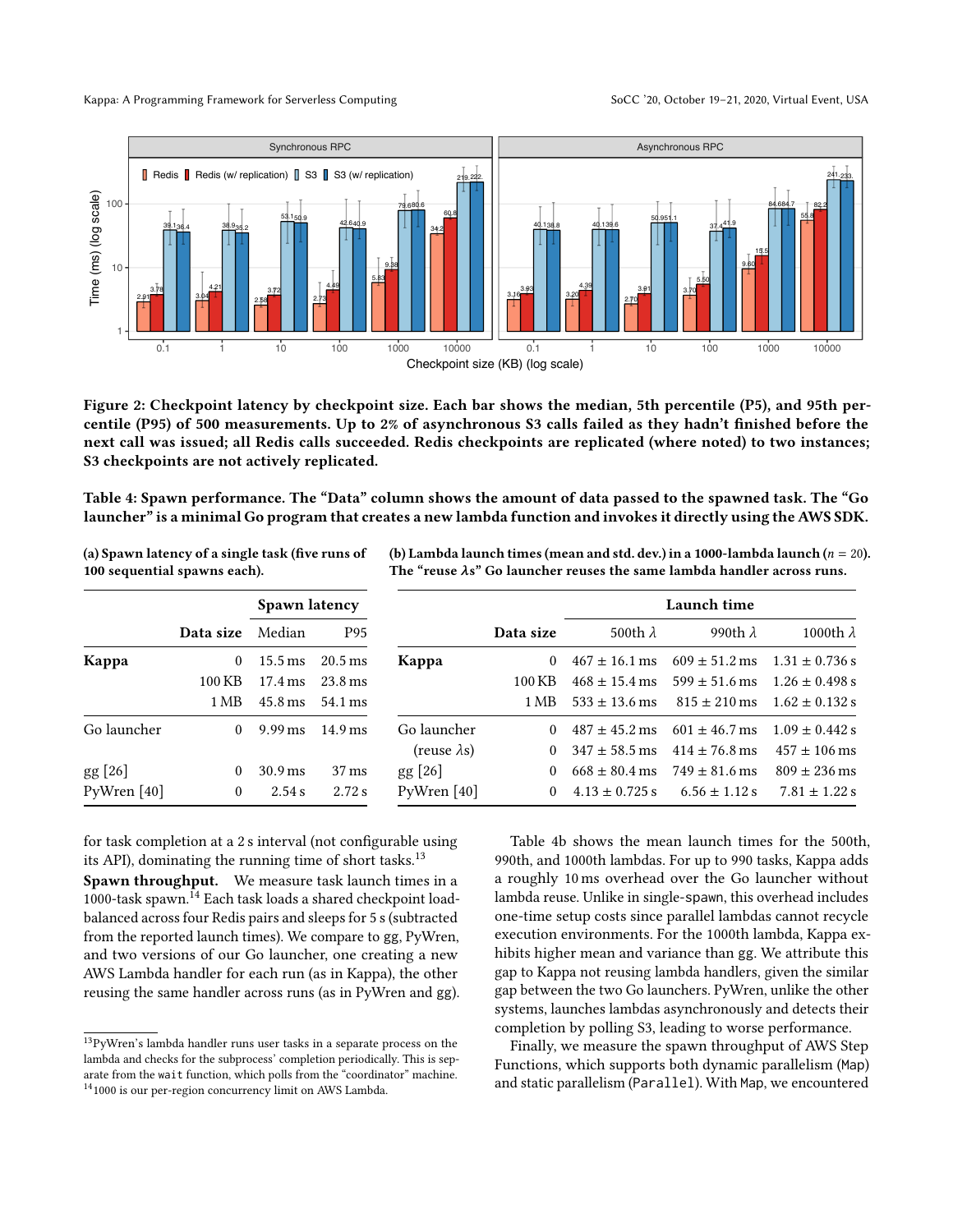**Figure 2: Checkpoint latency by checkpoint size. Each bar shows the median, 5th percentile (P5), and 95th percentile (P95) of 500 measurements. Up to 2% of asynchronous S3 calls failed as they hadn't finished before the next call was issued; all Redis calls succeeded. Redis checkpoints are replicated (where noted) to two instances; S3 checkpoints are not actively replicated.**

**Table 4: Spawn performance. The "Data" column shows the amount of data passed to the spawned task. The "Go launcher" is a minimal Go program that creates a new lambda function and invokes it directly using the AWS SDK.**

**(a) Spawn latency of a single task (five runs of 100 sequential spawns each).**

| | Data size | Spawn latency | |
|---|---|---|---|
| | | Median | P95 |
| **Kappa** | 0 | 15.5 ms | 20.5 ms |
| | 100 KB | 17.4 ms | 23.8 ms |
| | 1 MB | 45.8 ms | 54.1 ms |
| Go launcher | 0 | 9.99 ms | 14.9 ms |
| gg [26] | 0 | 30.9 ms | 37 ms |
| PyWren [40] | 0 | 2.54 s | 2.72 s |

**(b) Lambda launch times (mean and std. dev.) in a 1000-lambda launch ($n = 20$). The "reuse $\lambda$s" Go launcher reuses the same lambda handler across runs.**

| | Data size | Launch time | | |
|---|---|---|---|---|
| | | 500th $\lambda$ | 990th $\lambda$ | 1000th $\lambda$ |
| **Kappa** | 0 | 467 ± 16.1 ms | 609 ± 51.2 ms | 1.31 ± 0.736 s |
| | 100 KB | 468 ± 15.4 ms | 599 ± 51.6 ms | 1.26 ± 0.498 s |
| | 1 MB | 533 ± 13.6 ms | 815 ± 210 ms | 1.62 ± 0.132 s |
| Go launcher | 0 | 487 ± 45.2 ms | 601 ± 46.7 ms | 1.09 ± 0.442 s |
| (reuse $\lambda$s) | 0 | 347 ± 58.5 ms | 414 ± 76.8 ms | 457 ± 106 ms |
| gg [26] | 0 | 668 ± 80.4 ms | 749 ± 81.6 ms | 809 ± 236 ms |
| PyWren [40] | 0 | 4.13 ± 0.725 s | 6.56 ± 1.12 s | 7.81 ± 1.22 s |

for task completion at a 2 s interval (not configurable using its API), dominating the running time of short tasks.[13]

**Spawn throughput.** We measure task launch times in a 1000-task spawn.[14] Each task loads a shared checkpoint load-balanced across four Redis pairs and sleeps for 5 s (subtracted from the reported launch times). We compare to gg, PyWren, and two versions of our Go launcher, one creating a new AWS Lambda handler for each run (as in Kappa), the other reusing the same handler across runs (as in PyWren and gg).

Table 4b shows the mean launch times for the 500th, 990th, and 1000th lambdas. For up to 990 tasks, Kappa adds a roughly 10 ms overhead over the Go launcher without lambda reuse. Unlike in single-`spawn`, this overhead includes one-time setup costs since parallel lambdas cannot recycle execution environments. For the 1000th lambda, Kappa exhibits higher mean and variance than gg. We attribute this gap to Kappa not reusing lambda handlers, given the similar gap between the two Go launchers. PyWren, unlike the other systems, launches lambdas asynchronously and detects their completion by polling S3, leading to worse performance.

Finally, we measure the spawn throughput of AWS Step Functions, which supports both dynamic parallelism (`Map`) and static parallelism (`Parallel`). With `Map`, we encountered

[13] PyWren's lambda handler runs user tasks in a separate process on the lambda and checks for the subprocess' completion periodically. This is separate from the `wait` function, which polls from the "coordinator" machine.

[14] 1000 is our per-region concurrency limit on AWS Lambda.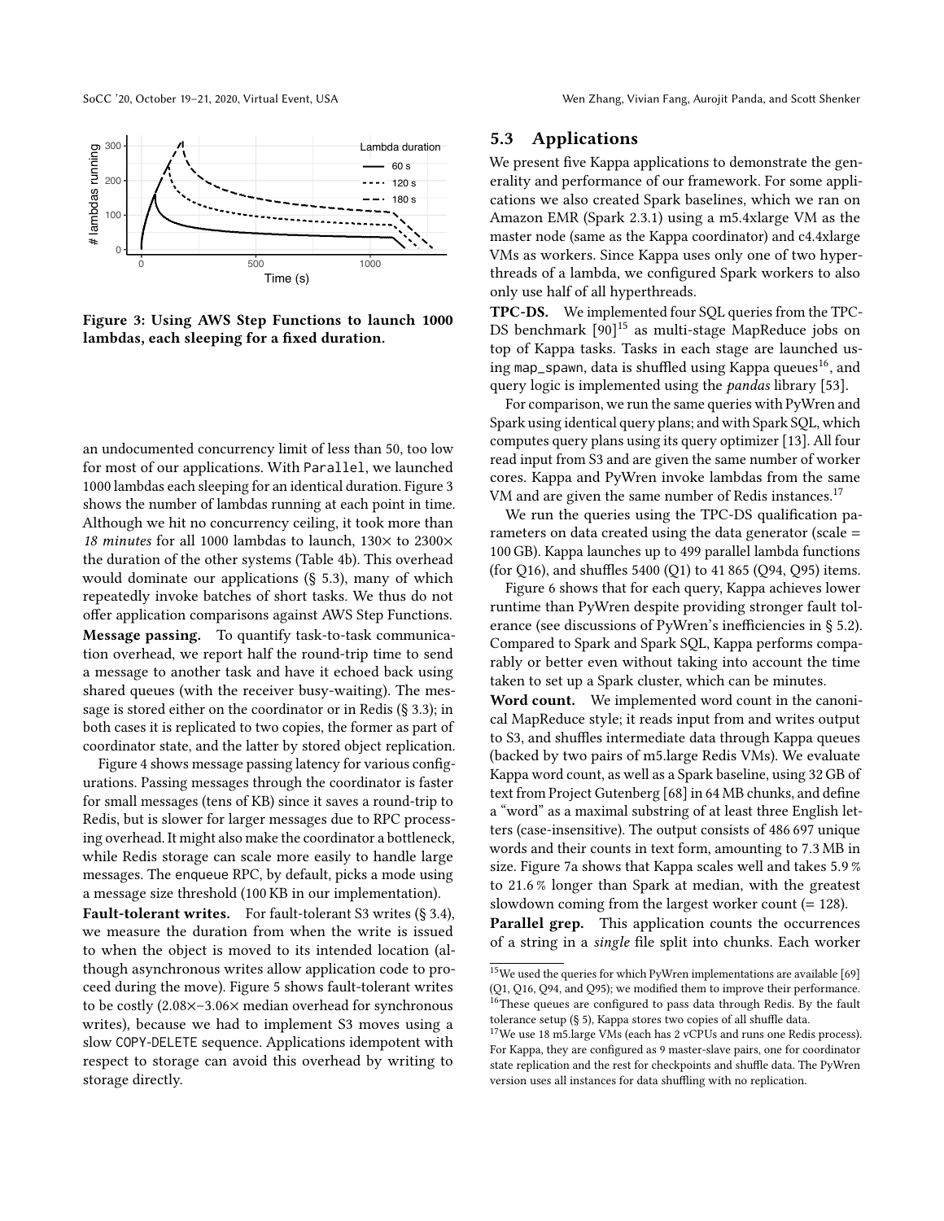Figure 3: Using AWS Step Functions to launch 1000 lambdas, each sleeping for a fixed duration.

an undocumented concurrency limit of less than 50, too low for most of our applications. With `Parallel`, we launched 1000 lambdas each sleeping for an identical duration. Figure 3 shows the number of lambdas running at each point in time. Although we hit no concurrency ceiling, it took more than *18 minutes* for all 1000 lambdas to launch, 130× to 2300× the duration of the other systems (Table 4b). This overhead would dominate our applications (§ 5.3), many of which repeatedly invoke batches of short tasks. We thus do not offer application comparisons against AWS Step Functions.

**Message passing.** To quantify task-to-task communication overhead, we report half the round-trip time to send a message to another task and have it echoed back using shared queues (with the receiver busy-waiting). The message is stored either on the coordinator or in Redis (§ 3.3); in both cases it is replicated to two copies, the former as part of coordinator state, and the latter by stored object replication.

Figure 4 shows message passing latency for various configurations. Passing messages through the coordinator is faster for small messages (tens of KB) since it saves a round-trip to Redis, but is slower for larger messages due to RPC processing overhead. It might also make the coordinator a bottleneck, while Redis storage can scale more easily to handle large messages. The enqueue RPC, by default, picks a mode using a message size threshold (100 KB in our implementation).

**Fault-tolerant writes.** For fault-tolerant S3 writes (§ 3.4), we measure the duration from when the write is issued to when the object is moved to its intended location (although asynchronous writes allow application code to proceed during the move). Figure 5 shows fault-tolerant writes to be costly (2.08×–3.06× median overhead for synchronous writes), because we had to implement S3 moves using a slow COPY-DELETE sequence. Applications idempotent with respect to storage can avoid this overhead by writing to storage directly.

## 5.3 Applications

We present five Kappa applications to demonstrate the generality and performance of our framework. For some applications we also created Spark baselines, which we ran on Amazon EMR (Spark 2.3.1) using a m5.4xlarge VM as the master node (same as the Kappa coordinator) and c4.4xlarge VMs as workers. Since Kappa uses only one of two hyperthreads of a lambda, we configured Spark workers to also only use half of all hyperthreads.

**TPC-DS.** We implemented four SQL queries from the TPC-DS benchmark [90][15] as multi-stage MapReduce jobs on top of Kappa tasks. Tasks in each stage are launched using `map_spawn`, data is shuffled using Kappa queues[16], and query logic is implemented using the *pandas* library [53].

For comparison, we run the same queries with PyWren and Spark using identical query plans; and with Spark SQL, which computes query plans using its query optimizer [13]. All four read input from S3 and are given the same number of worker cores. Kappa and PyWren invoke lambdas from the same VM and are given the same number of Redis instances.[17]

We run the queries using the TPC-DS qualification parameters on data created using the data generator (scale = 100 GB). Kappa launches up to 499 parallel lambda functions (for Q16), and shuffles 5400 (Q1) to 41 865 (Q94, Q95) items.

Figure 6 shows that for each query, Kappa achieves lower runtime than PyWren despite providing stronger fault tolerance (see discussions of PyWren's inefficiencies in § 5.2). Compared to Spark and Spark SQL, Kappa performs comparably or better even without taking into account the time taken to set up a Spark cluster, which can be minutes.

**Word count.** We implemented word count in the canonical MapReduce style; it reads input from and writes output to S3, and shuffles intermediate data through Kappa queues (backed by two pairs of m5.large Redis VMs). We evaluate Kappa word count, as well as a Spark baseline, using 32 GB of text from Project Gutenberg [68] in 64 MB chunks, and define a "word" as a maximal substring of at least three English letters (case-insensitive). The output consists of 486 697 unique words and their counts in text form, amounting to 7.3 MB in size. Figure 7a shows that Kappa scales well and takes 5.9 % to 21.6 % longer than Spark at median, with the greatest slowdown coming from the largest worker count (= 128).

**Parallel grep.** This application counts the occurrences of a string in a *single* file split into chunks. Each worker

---

[15] We used the queries for which PyWren implementations are available [69] (Q1, Q16, Q94, and Q95); we modified them to improve their performance.

[16] These queues are configured to pass data through Redis. By the fault tolerance setup (§ 5), Kappa stores two copies of all shuffle data.

[17] We use 18 m5.large VMs (each has 2 vCPUs and runs one Redis process). For Kappa, they are configured as 9 master-slave pairs, one for coordinator state replication and the rest for checkpoints and shuffle data. The PyWren version uses all instances for data shuffling with no replication.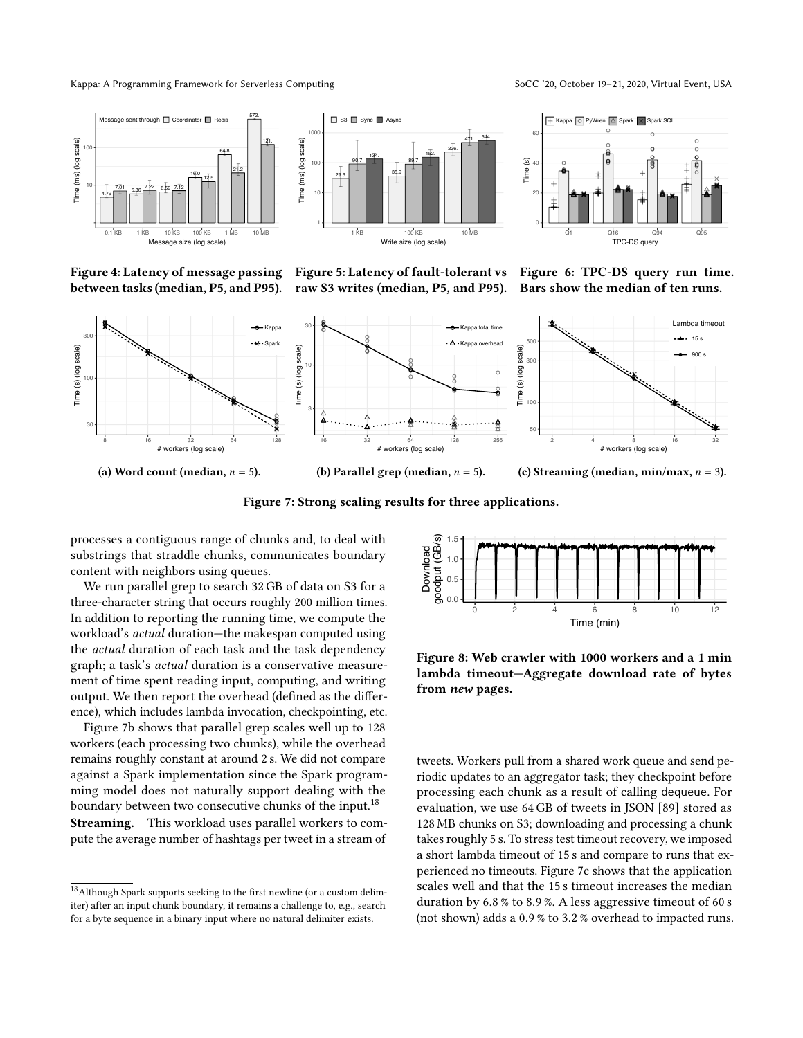Figure 4: Latency of message passing between tasks (median, P5, and P95).

Figure 5: Latency of fault-tolerant vs raw S3 writes (median, P5, and P95).

Figure 6: TPC-DS query run time. Bars show the median of ten runs.

(a) Word count (median, $n = 5$).

(b) Parallel grep (median, $n = 5$).

(c) Streaming (median, min/max, $n = 3$).

Figure 7: Strong scaling results for three applications.

processes a contiguous range of chunks and, to deal with substrings that straddle chunks, communicates boundary content with neighbors using queues.

We run parallel grep to search 32 GB of data on S3 for a three-character string that occurs roughly 200 million times. In addition to reporting the running time, we compute the workload's *actual* duration—the makespan computed using the *actual* duration of each task and the task dependency graph; a task's *actual* duration is a conservative measurement of time spent reading input, computing, and writing output. We then report the overhead (defined as the difference), which includes lambda invocation, checkpointing, etc.

Figure 7b shows that parallel grep scales well up to 128 workers (each processing two chunks), while the overhead remains roughly constant at around 2 s. We did not compare against a Spark implementation since the Spark programming model does not naturally support dealing with the boundary between two consecutive chunks of the input.[18]

**Streaming.** This workload uses parallel workers to compute the average number of hashtags per tweet in a stream of tweets. Workers pull from a shared work queue and send periodic updates to an aggregator task; they checkpoint before processing each chunk as a result of calling dequeue. For evaluation, we use 64 GB of tweets in JSON [89] stored as 128 MB chunks on S3; downloading and processing a chunk takes roughly 5 s. To stress test timeout recovery, we imposed a short lambda timeout of 15 s and compare to runs that experienced no timeouts. Figure 7c shows that the application scales well and that the 15 s timeout increases the median duration by 6.8 % to 8.9 %. A less aggressive timeout of 60 s (not shown) adds a 0.9 % to 3.2 % overhead to impacted runs.

Figure 8: Web crawler with 1000 workers and a 1 min lambda timeout—Aggregate download rate of bytes from *new* pages.

[18] Although Spark supports seeking to the first newline (or a custom delimiter) after an input chunk boundary, it remains a challenge to, e.g., search for a byte sequence in a binary input where no natural delimiter exists.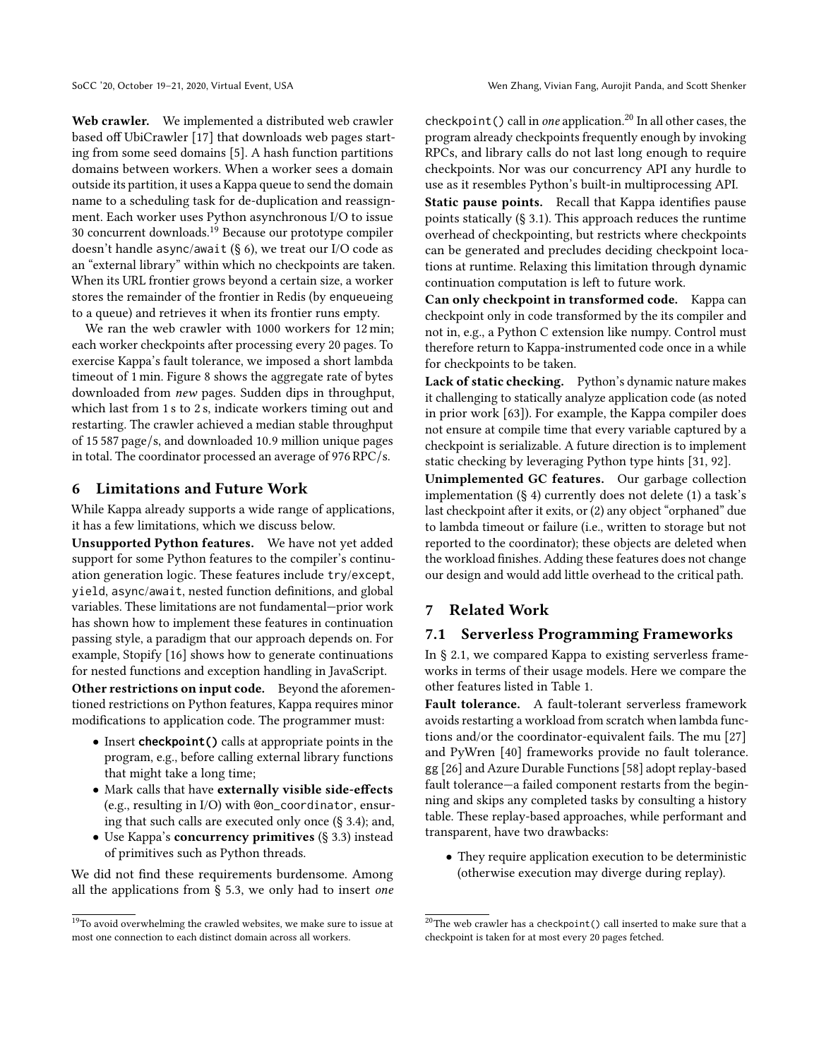**Web crawler.** We implemented a distributed web crawler based off UbiCrawler [17] that downloads web pages starting from some seed domains [5]. A hash function partitions domains between workers. When a worker sees a domain outside its partition, it uses a Kappa queue to send the domain name to a scheduling task for de-duplication and reassignment. Each worker uses Python asynchronous I/O to issue 30 concurrent downloads.[19] Because our prototype compiler doesn't handle async/await (§ 6), we treat our I/O code as an "external library" within which no checkpoints are taken. When its URL frontier grows beyond a certain size, a worker stores the remainder of the frontier in Redis (by enqueueing to a queue) and retrieves it when its frontier runs empty.

We ran the web crawler with 1000 workers for 12 min; each worker checkpoints after processing every 20 pages. To exercise Kappa's fault tolerance, we imposed a short lambda timeout of 1 min. Figure 8 shows the aggregate rate of bytes downloaded from *new* pages. Sudden dips in throughput, which last from 1 s to 2 s, indicate workers timing out and restarting. The crawler achieved a median stable throughput of 15 587 page/s, and downloaded 10.9 million unique pages in total. The coordinator processed an average of 976 RPC/s.

# 6 Limitations and Future Work

While Kappa already supports a wide range of applications, it has a few limitations, which we discuss below.

**Unsupported Python features.** We have not yet added support for some Python features to the compiler's continuation generation logic. These features include try/except, yield, async/await, nested function definitions, and global variables. These limitations are not fundamental—prior work has shown how to implement these features in continuation passing style, a paradigm that our approach depends on. For example, Stopify [16] shows how to generate continuations for nested functions and exception handling in JavaScript.

**Other restrictions on input code.** Beyond the aforementioned restrictions on Python features, Kappa requires minor modifications to application code. The programmer must:

- Insert **checkpoint()** calls at appropriate points in the program, e.g., before calling external library functions that might take a long time;
- Mark calls that have **externally visible side-effects** (e.g., resulting in I/O) with @on_coordinator, ensuring that such calls are executed only once (§ 3.4); and,
- Use Kappa's **concurrency primitives** (§ 3.3) instead of primitives such as Python threads.

We did not find these requirements burdensome. Among all the applications from § 5.3, we only had to insert *one* checkpoint() call in *one* application.[20] In all other cases, the program already checkpoints frequently enough by invoking RPCs, and library calls do not last long enough to require checkpoints. Nor was our concurrency API any hurdle to use as it resembles Python's built-in multiprocessing API.

**Static pause points.** Recall that Kappa identifies pause points statically (§ 3.1). This approach reduces the runtime overhead of checkpointing, but restricts where checkpoints can be generated and precludes deciding checkpoint locations at runtime. Relaxing this limitation through dynamic continuation computation is left to future work.

**Can only checkpoint in transformed code.** Kappa can checkpoint only in code transformed by the its compiler and not in, e.g., a Python C extension like numpy. Control must therefore return to Kappa-instrumented code once in a while for checkpoints to be taken.

**Lack of static checking.** Python's dynamic nature makes it challenging to statically analyze application code (as noted in prior work [63]). For example, the Kappa compiler does not ensure at compile time that every variable captured by a checkpoint is serializable. A future direction is to implement static checking by leveraging Python type hints [31, 92].

**Unimplemented GC features.** Our garbage collection implementation (§ 4) currently does not delete (1) a task's last checkpoint after it exits, or (2) any object "orphaned" due to lambda timeout or failure (i.e., written to storage but not reported to the coordinator); these objects are deleted when the workload finishes. Adding these features does not change our design and would add little overhead to the critical path.

# 7 Related Work

## 7.1 Serverless Programming Frameworks

In § 2.1, we compared Kappa to existing serverless frameworks in terms of their usage models. Here we compare the other features listed in Table 1.

**Fault tolerance.** A fault-tolerant serverless framework avoids restarting a workload from scratch when lambda functions and/or the coordinator-equivalent fails. The mu [27] and PyWren [40] frameworks provide no fault tolerance. gg [26] and Azure Durable Functions [58] adopt replay-based fault tolerance—a failed component restarts from the beginning and skips any completed tasks by consulting a history table. These replay-based approaches, while performant and transparent, have two drawbacks:

- They require application execution to be deterministic (otherwise execution may diverge during replay).

[19] To avoid overwhelming the crawled websites, we make sure to issue at most one connection to each distinct domain across all workers.

[20] The web crawler has a checkpoint() call inserted to make sure that a checkpoint is taken for at most every 20 pages fetched.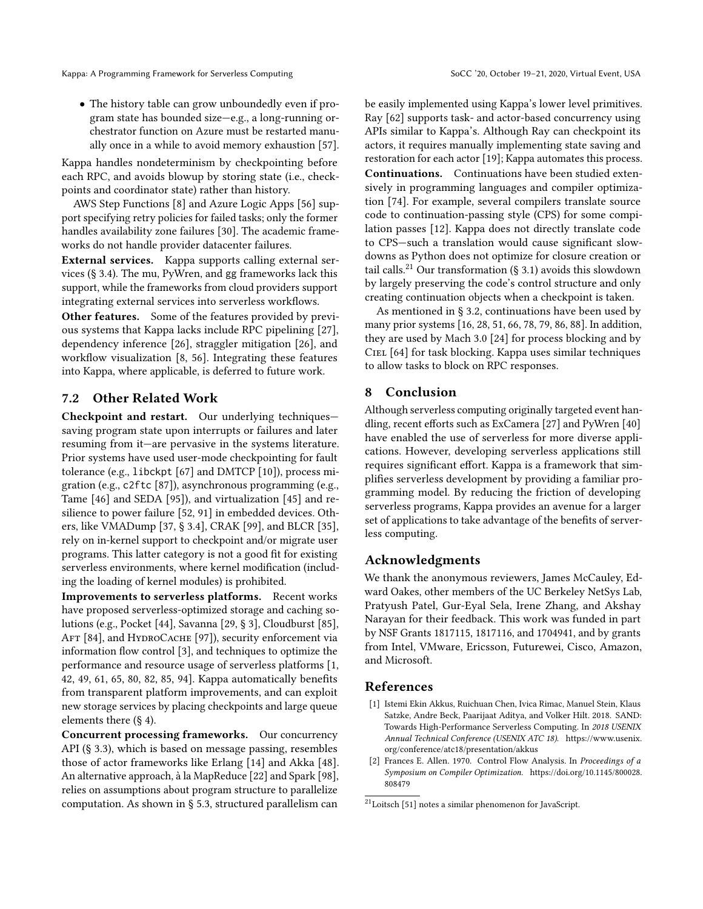- The history table can grow unboundedly even if program state has bounded size—e.g., a long-running orchestrator function on Azure must be restarted manually once in a while to avoid memory exhaustion [57].

Kappa handles nondeterminism by checkpointing before each RPC, and avoids blowup by storing state (i.e., checkpoints and coordinator state) rather than history.

AWS Step Functions [8] and Azure Logic Apps [56] support specifying retry policies for failed tasks; only the former handles availability zone failures [30]. The academic frameworks do not handle provider datacenter failures.

**External services.** Kappa supports calling external services (§ 3.4). The mu, PyWren, and gg frameworks lack this support, while the frameworks from cloud providers support integrating external services into serverless workflows.

**Other features.** Some of the features provided by previous systems that Kappa lacks include RPC pipelining [27], dependency inference [26], straggler mitigation [26], and workflow visualization [8, 56]. Integrating these features into Kappa, where applicable, is deferred to future work.

## 7.2 Other Related Work

**Checkpoint and restart.** Our underlying techniques—saving program state upon interrupts or failures and later resuming from it—are pervasive in the systems literature. Prior systems have used user-mode checkpointing for fault tolerance (e.g., `libckpt` [67] and DMTCP [10]), process migration (e.g., `c2ftc` [87]), asynchronous programming (e.g., Tame [46] and SEDA [95]), and virtualization [45] and resilience to power failure [52, 91] in embedded devices. Others, like VMADump [37, § 3.4], CRAK [99], and BLCR [35], rely on in-kernel support to checkpoint and/or migrate user programs. This latter category is not a good fit for existing serverless environments, where kernel modification (including the loading of kernel modules) is prohibited.

**Improvements to serverless platforms.** Recent works have proposed serverless-optimized storage and caching solutions (e.g., Pocket [44], Savanna [29, § 3], Cloudburst [85], Aft [84], and HydroCache [97]), security enforcement via information flow control [3], and techniques to optimize the performance and resource usage of serverless platforms [1, 42, 49, 61, 65, 80, 82, 85, 94]. Kappa automatically benefits from transparent platform improvements, and can exploit new storage services by placing checkpoints and large queue elements there (§ 4).

**Concurrent processing frameworks.** Our concurrency API (§ 3.3), which is based on message passing, resembles those of actor frameworks like Erlang [14] and Akka [48]. An alternative approach, à la MapReduce [22] and Spark [98], relies on assumptions about program structure to parallelize computation. As shown in § 5.3, structured parallelism can be easily implemented using Kappa's lower level primitives. Ray [62] supports task- and actor-based concurrency using APIs similar to Kappa's. Although Ray can checkpoint its actors, it requires manually implementing state saving and restoration for each actor [19]; Kappa automates this process.

**Continuations.** Continuations have been studied extensively in programming languages and compiler optimization [74]. For example, several compilers translate source code to continuation-passing style (CPS) for some compilation passes [12]. Kappa does not directly translate code to CPS—such a translation would cause significant slowdowns as Python does not optimize for closure creation or tail calls.[21] Our transformation (§ 3.1) avoids this slowdown by largely preserving the code's control structure and only creating continuation objects when a checkpoint is taken.

As mentioned in § 3.2, continuations have been used by many prior systems [16, 28, 51, 66, 78, 79, 86, 88]. In addition, they are used by Mach 3.0 [24] for process blocking and by Ciel [64] for task blocking. Kappa uses similar techniques to allow tasks to block on RPC responses.

# 8 Conclusion

Although serverless computing originally targeted event handling, recent efforts such as ExCamera [27] and PyWren [40] have enabled the use of serverless for more diverse applications. However, developing serverless applications still requires significant effort. Kappa is a framework that simplifies serverless development by providing a familiar programming model. By reducing the friction of developing serverless programs, Kappa provides an avenue for a larger set of applications to take advantage of the benefits of serverless computing.

# Acknowledgments

We thank the anonymous reviewers, James McCauley, Edward Oakes, other members of the UC Berkeley NetSys Lab, Pratyush Patel, Gur-Eyal Sela, Irene Zhang, and Akshay Narayan for their feedback. This work was funded in part by NSF Grants 1817115, 1817116, and 1704941, and by grants from Intel, VMware, Ericsson, Futurewei, Cisco, Amazon, and Microsoft.

# References

[1] Istemi Ekin Akkus, Ruichuan Chen, Ivica Rimac, Manuel Stein, Klaus Satzke, Andre Beck, Paarijaat Aditya, and Volker Hilt. 2018. SAND: Towards High-Performance Serverless Computing. In *2018 USENIX Annual Technical Conference (USENIX ATC 18)*. https://www.usenix.org/conference/atc18/presentation/akkus

[2] Frances E. Allen. 1970. Control Flow Analysis. In *Proceedings of a Symposium on Compiler Optimization*. https://doi.org/10.1145/800028.808479

[21] Loitsch [51] notes a similar phenomenon for JavaScript.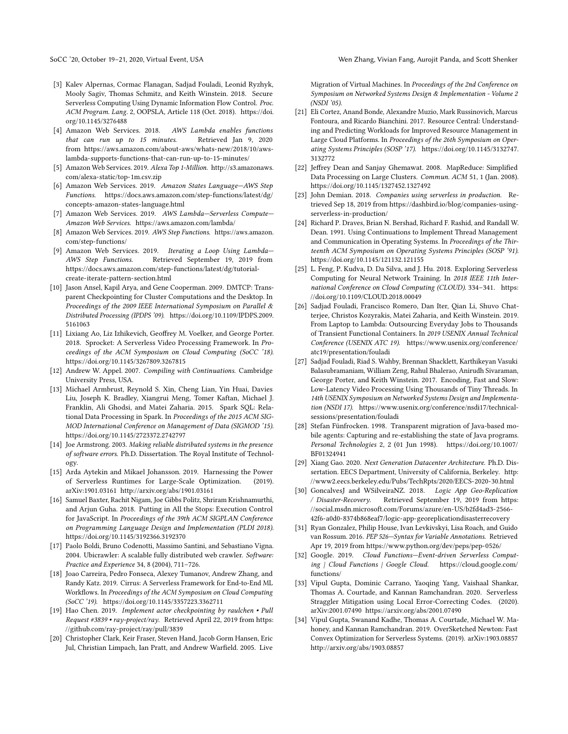- [3] Kalev Alpernas, Cormac Flanagan, Sadjad Fouladi, Leonid Ryzhyk, Mooly Sagiv, Thomas Schmitz, and Keith Winstein. 2018. Secure Serverless Computing Using Dynamic Information Flow Control. *Proc. ACM Program. Lang.* 2, OOPSLA, Article 118 (Oct. 2018). https://doi.org/10.1145/3276488
- [4] Amazon Web Services. 2018. *AWS Lambda enables functions that can run up to 15 minutes.* Retrieved Jan 9, 2020 from https://aws.amazon.com/about-aws/whats-new/2018/10/aws-lambda-supports-functions-that-can-run-up-to-15-minutes/
- [5] Amazon Web Services. 2019. *Alexa Top 1-Million.* http://s3.amazonaws.com/alexa-static/top-1m.csv.zip
- [6] Amazon Web Services. 2019. *Amazon States Language—AWS Step Functions.* https://docs.aws.amazon.com/step-functions/latest/dg/concepts-amazon-states-language.html
- [7] Amazon Web Services. 2019. *AWS Lambda—Serverless Compute—Amazon Web Services.* https://aws.amazon.com/lambda/
- [8] Amazon Web Services. 2019. *AWS Step Functions.* https://aws.amazon.com/step-functions/
- [9] Amazon Web Services. 2019. *Iterating a Loop Using Lambda—AWS Step Functions.* Retrieved September 19, 2019 from https://docs.aws.amazon.com/step-functions/latest/dg/tutorial-create-iterate-pattern-section.html
- [10] Jason Ansel, Kapil Arya, and Gene Cooperman. 2009. DMTCP: Transparent Checkpointing for Cluster Computations and the Desktop. In *Proceedings of the 2009 IEEE International Symposium on Parallel & Distributed Processing (IPDPS '09).* https://doi.org/10.1109/IPDPS.2009.5161063
- [11] Lixiang Ao, Liz Izhikevich, Geoffrey M. Voelker, and George Porter. 2018. Sprocket: A Serverless Video Processing Framework. In *Proceedings of the ACM Symposium on Cloud Computing (SoCC '18).* https://doi.org/10.1145/3267809.3267815
- [12] Andrew W. Appel. 2007. *Compiling with Continuations.* Cambridge University Press, USA.
- [13] Michael Armbrust, Reynold S. Xin, Cheng Lian, Yin Huai, Davies Liu, Joseph K. Bradley, Xiangrui Meng, Tomer Kaftan, Michael J. Franklin, Ali Ghodsi, and Matei Zaharia. 2015. Spark SQL: Relational Data Processing in Spark. In *Proceedings of the 2015 ACM SIGMOD International Conference on Management of Data (SIGMOD '15).* https://doi.org/10.1145/2723372.2742797
- [14] Joe Armstrong. 2003. *Making reliable distributed systems in the presence of software errors.* Ph.D. Dissertation. The Royal Institute of Technology.
- [15] Arda Aytekin and Mikael Johansson. 2019. Harnessing the Power of Serverless Runtimes for Large-Scale Optimization. (2019). arXiv:1901.03161 http://arxiv.org/abs/1901.03161
- [16] Samuel Baxter, Rachit Nigam, Joe Gibbs Politz, Shriram Krishnamurthi, and Arjun Guha. 2018. Putting in All the Stops: Execution Control for JavaScript. In *Proceedings of the 39th ACM SIGPLAN Conference on Programming Language Design and Implementation (PLDI 2018).* https://doi.org/10.1145/3192366.3192370
- [17] Paolo Boldi, Bruno Codenotti, Massimo Santini, and Sebastiano Vigna. 2004. Ubicrawler: A scalable fully distributed web crawler. *Software: Practice and Experience* 34, 8 (2004), 711–726.
- [18] Joao Carreira, Pedro Fonseca, Alexey Tumanov, Andrew Zhang, and Randy Katz. 2019. Cirrus: A Serverless Framework for End-to-End ML Workflows. In *Proceedings of the ACM Symposium on Cloud Computing (SoCC '19).* https://doi.org/10.1145/3357223.3362711
- [19] Hao Chen. 2019. *Implement actor checkpointing by raulchen • Pull Request #3839 • ray-project/ray.* Retrieved April 22, 2019 from https://github.com/ray-project/ray/pull/3839
- [20] Christopher Clark, Keir Fraser, Steven Hand, Jacob Gorm Hansen, Eric Jul, Christian Limpach, Ian Pratt, and Andrew Warfield. 2005. Live Migration of Virtual Machines. In *Proceedings of the 2nd Conference on Symposium on Networked Systems Design & Implementation - Volume 2 (NSDI '05).*
- [21] Eli Cortez, Anand Bonde, Alexandre Muzio, Mark Russinovich, Marcus Fontoura, and Ricardo Bianchini. 2017. Resource Central: Understanding and Predicting Workloads for Improved Resource Management in Large Cloud Platforms. In *Proceedings of the 26th Symposium on Operating Systems Principles (SOSP '17).* https://doi.org/10.1145/3132747.3132772
- [22] Jeffrey Dean and Sanjay Ghemawat. 2008. MapReduce: Simplified Data Processing on Large Clusters. *Commun. ACM* 51, 1 (Jan. 2008). https://doi.org/10.1145/1327452.1327492
- [23] John Demian. 2018. *Companies using serverless in production.* Retrieved Sep 18, 2019 from https://dashbird.io/blog/companies-using-serverless-in-production/
- [24] Richard P. Draves, Brian N. Bershad, Richard F. Rashid, and Randall W. Dean. 1991. Using Continuations to Implement Thread Management and Communication in Operating Systems. In *Proceedings of the Thirteenth ACM Symposium on Operating Systems Principles (SOSP '91).* https://doi.org/10.1145/121132.121155
- [25] L. Feng, P. Kudva, D. Da Silva, and J. Hu. 2018. Exploring Serverless Computing for Neural Network Training. In *2018 IEEE 11th International Conference on Cloud Computing (CLOUD).* 334–341. https://doi.org/10.1109/CLOUD.2018.00049
- [26] Sadjad Fouladi, Francisco Romero, Dan Iter, Qian Li, Shuvo Chatterjee, Christos Kozyrakis, Matei Zaharia, and Keith Winstein. 2019. From Laptop to Lambda: Outsourcing Everyday Jobs to Thousands of Transient Functional Containers. In *2019 USENIX Annual Technical Conference (USENIX ATC 19).* https://www.usenix.org/conference/atc19/presentation/fouladi
- [27] Sadjad Fouladi, Riad S. Wahby, Brennan Shacklett, Karthikeyan Vasuki Balasubramaniam, William Zeng, Rahul Bhalerao, Anirudh Sivaraman, George Porter, and Keith Winstein. 2017. Encoding, Fast and Slow: Low-Latency Video Processing Using Thousands of Tiny Threads. In *14th USENIX Symposium on Networked Systems Design and Implementation (NSDI 17).* https://www.usenix.org/conference/nsdi17/technical-sessions/presentation/fouladi
- [28] Stefan Fünfrocken. 1998. Transparent migration of Java-based mobile agents: Capturing and re-establishing the state of Java programs. *Personal Technologies* 2, 2 (01 Jun 1998). https://doi.org/10.1007/BF01324941
- [29] Xiang Gao. 2020. *Next Generation Datacenter Architecture.* Ph.D. Dissertation. EECS Department, University of California, Berkeley. http://www2.eecs.berkeley.edu/Pubs/TechRpts/2020/EECS-2020-30.html
- [30] GoncalvesJ and WSilveiraNZ. 2018. *Logic App Geo-Replication / Disaster-Recovery.* Retrieved September 19, 2019 from https://social.msdn.microsoft.com/Forums/azure/en-US/b2fd4ad3-2566-42f6-a0d0-8374b868eaf7/logic-app-georeplicationdisasterrecovery
- [31] Ryan Gonzalez, Philip House, Ivan Levkivskyi, Lisa Roach, and Guido van Rossum. 2016. *PEP 526—Syntax for Variable Annotations.* Retrieved Apr 19, 2019 from https://www.python.org/dev/peps/pep-0526/
- [32] Google. 2019. *Cloud Functions—Event-driven Serverless Computing | Cloud Functions | Google Cloud.* https://cloud.google.com/functions/
- [33] Vipul Gupta, Dominic Carrano, Yaoqing Yang, Vaishaal Shankar, Thomas A. Courtade, and Kannan Ramchandran. 2020. Serverless Straggler Mitigation using Local Error-Correcting Codes. (2020). arXiv:2001.07490 https://arxiv.org/abs/2001.07490
- [34] Vipul Gupta, Swanand Kadhe, Thomas A. Courtade, Michael W. Mahoney, and Kannan Ramchandran. 2019. OverSketched Newton: Fast Convex Optimization for Serverless Systems. (2019). arXiv:1903.08857 http://arxiv.org/abs/1903.08857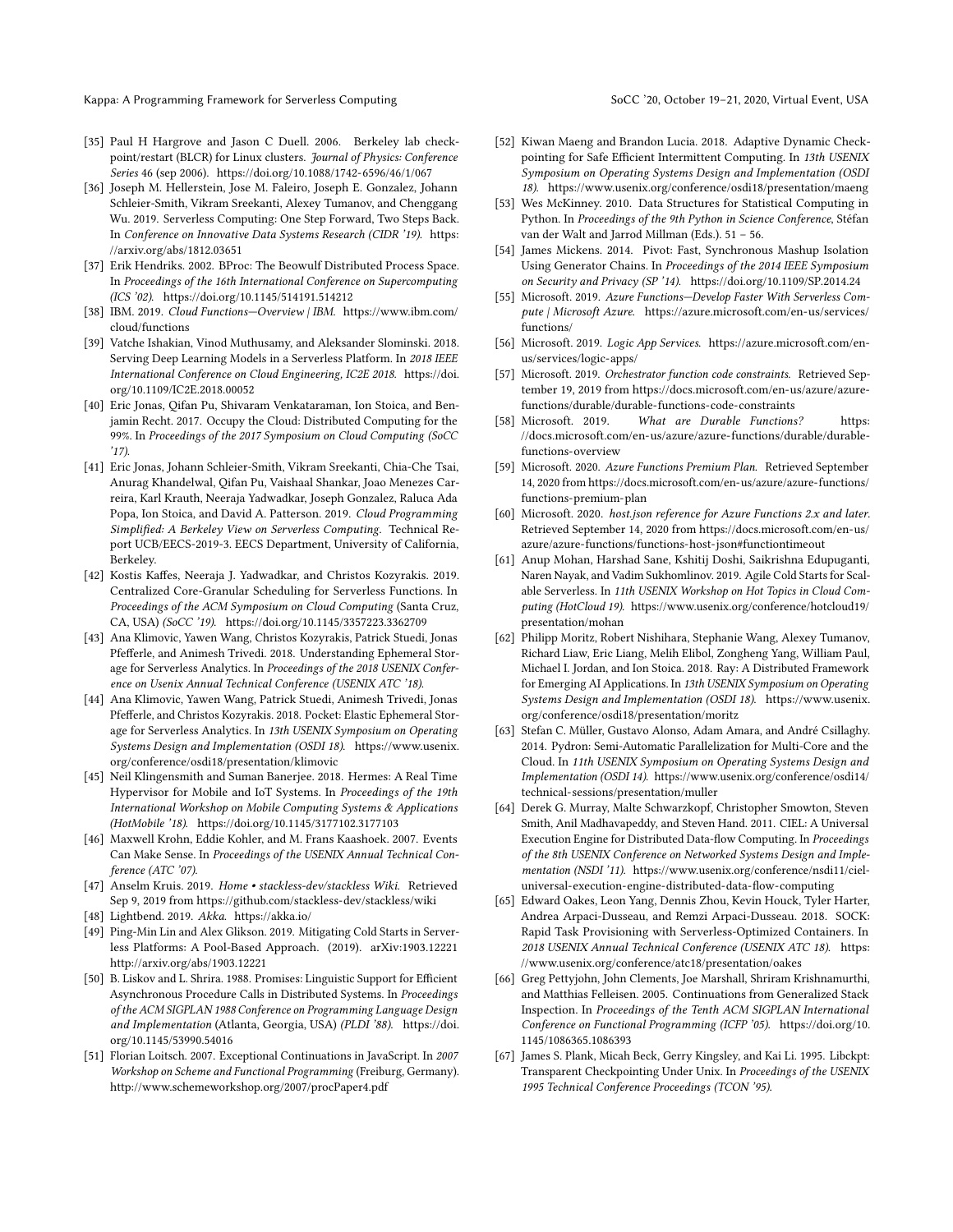- [35] Paul H Hargrove and Jason C Duell. 2006. Berkeley lab checkpoint/restart (BLCR) for Linux clusters. *Journal of Physics: Conference Series* 46 (sep 2006). https://doi.org/10.1088/1742-6596/46/1/067
- [36] Joseph M. Hellerstein, Jose M. Faleiro, Joseph E. Gonzalez, Johann Schleier-Smith, Vikram Sreekanti, Alexey Tumanov, and Chenggang Wu. 2019. Serverless Computing: One Step Forward, Two Steps Back. In *Conference on Innovative Data Systems Research (CIDR '19)*. https://arxiv.org/abs/1812.03651
- [37] Erik Hendriks. 2002. BProc: The Beowulf Distributed Process Space. In *Proceedings of the 16th International Conference on Supercomputing (ICS '02)*. https://doi.org/10.1145/514191.514212
- [38] IBM. 2019. *Cloud Functions—Overview | IBM*. https://www.ibm.com/cloud/functions
- [39] Vatche Ishakian, Vinod Muthusamy, and Aleksander Slominski. 2018. Serving Deep Learning Models in a Serverless Platform. In *2018 IEEE International Conference on Cloud Engineering, IC2E 2018*. https://doi.org/10.1109/IC2E.2018.00052
- [40] Eric Jonas, Qifan Pu, Shivaram Venkataraman, Ion Stoica, and Benjamin Recht. 2017. Occupy the Cloud: Distributed Computing for the 99%. In *Proceedings of the 2017 Symposium on Cloud Computing (SoCC '17)*.
- [41] Eric Jonas, Johann Schleier-Smith, Vikram Sreekanti, Chia-Che Tsai, Anurag Khandelwal, Qifan Pu, Vaishaal Shankar, Joao Menezes Carreira, Karl Krauth, Neeraja Yadwadkar, Joseph Gonzalez, Raluca Ada Popa, Ion Stoica, and David A. Patterson. 2019. *Cloud Programming Simplified: A Berkeley View on Serverless Computing*. Technical Report UCB/EECS-2019-3. EECS Department, University of California, Berkeley.
- [42] Kostis Kaffes, Neeraja J. Yadwadkar, and Christos Kozyrakis. 2019. Centralized Core-Granular Scheduling for Serverless Functions. In *Proceedings of the ACM Symposium on Cloud Computing* (Santa Cruz, CA, USA) *(SoCC '19)*. https://doi.org/10.1145/3357223.3362709
- [43] Ana Klimovic, Yawen Wang, Christos Kozyrakis, Patrick Stuedi, Jonas Pfefferle, and Animesh Trivedi. 2018. Understanding Ephemeral Storage for Serverless Analytics. In *Proceedings of the 2018 USENIX Conference on Usenix Annual Technical Conference (USENIX ATC '18)*.
- [44] Ana Klimovic, Yawen Wang, Patrick Stuedi, Animesh Trivedi, Jonas Pfefferle, and Christos Kozyrakis. 2018. Pocket: Elastic Ephemeral Storage for Serverless Analytics. In *13th USENIX Symposium on Operating Systems Design and Implementation (OSDI 18)*. https://www.usenix.org/conference/osdi18/presentation/klimovic
- [45] Neil Klingensmith and Suman Banerjee. 2018. Hermes: A Real Time Hypervisor for Mobile and IoT Systems. In *Proceedings of the 19th International Workshop on Mobile Computing Systems & Applications (HotMobile '18)*. https://doi.org/10.1145/3177102.3177103
- [46] Maxwell Krohn, Eddie Kohler, and M. Frans Kaashoek. 2007. Events Can Make Sense. In *Proceedings of the USENIX Annual Technical Conference (ATC '07)*.
- [47] Anselm Kruis. 2019. *Home • stackless-dev/stackless Wiki*. Retrieved Sep 9, 2019 from https://github.com/stackless-dev/stackless/wiki
- [48] Lightbend. 2019. *Akka*. https://akka.io/
- [49] Ping-Min Lin and Alex Glikson. 2019. Mitigating Cold Starts in Serverless Platforms: A Pool-Based Approach. (2019). arXiv:1903.12221 http://arxiv.org/abs/1903.12221
- [50] B. Liskov and L. Shrira. 1988. Promises: Linguistic Support for Efficient Asynchronous Procedure Calls in Distributed Systems. In *Proceedings of the ACM SIGPLAN 1988 Conference on Programming Language Design and Implementation* (Atlanta, Georgia, USA) *(PLDI '88)*. https://doi.org/10.1145/53990.54016
- [51] Florian Loitsch. 2007. Exceptional Continuations in JavaScript. In *2007 Workshop on Scheme and Functional Programming* (Freiburg, Germany). http://www.schemeworkshop.org/2007/procPaper4.pdf
- [52] Kiwan Maeng and Brandon Lucia. 2018. Adaptive Dynamic Checkpointing for Safe Efficient Intermittent Computing. In *13th USENIX Symposium on Operating Systems Design and Implementation (OSDI 18)*. https://www.usenix.org/conference/osdi18/presentation/maeng
- [53] Wes McKinney. 2010. Data Structures for Statistical Computing in Python. In *Proceedings of the 9th Python in Science Conference*, Stéfan van der Walt and Jarrod Millman (Eds.). 51 – 56.
- [54] James Mickens. 2014. Pivot: Fast, Synchronous Mashup Isolation Using Generator Chains. In *Proceedings of the 2014 IEEE Symposium on Security and Privacy (SP '14)*. https://doi.org/10.1109/SP.2014.24
- [55] Microsoft. 2019. *Azure Functions—Develop Faster With Serverless Compute | Microsoft Azure*. https://azure.microsoft.com/en-us/services/functions/
- [56] Microsoft. 2019. *Logic App Services*. https://azure.microsoft.com/en-us/services/logic-apps/
- [57] Microsoft. 2019. *Orchestrator function code constraints*. Retrieved September 19, 2019 from https://docs.microsoft.com/en-us/azure/azure-functions/durable/durable-functions-code-constraints
- [58] Microsoft. 2019. *What are Durable Functions?* https://docs.microsoft.com/en-us/azure/azure-functions/durable/durable-functions-overview
- [59] Microsoft. 2020. *Azure Functions Premium Plan*. Retrieved September 14, 2020 from https://docs.microsoft.com/en-us/azure/azure-functions/functions-premium-plan
- [60] Microsoft. 2020. *host.json reference for Azure Functions 2.x and later*. Retrieved September 14, 2020 from https://docs.microsoft.com/en-us/azure/azure-functions/functions-host-json#functiontimeout
- [61] Anup Mohan, Harshad Sane, Kshitij Doshi, Saikrishna Edupuganti, Naren Nayak, and Vadim Sukhomlinov. 2019. Agile Cold Starts for Scalable Serverless. In *11th USENIX Workshop on Hot Topics in Cloud Computing (HotCloud 19)*. https://www.usenix.org/conference/hotcloud19/presentation/mohan
- [62] Philipp Moritz, Robert Nishihara, Stephanie Wang, Alexey Tumanov, Richard Liaw, Eric Liang, Melih Elibol, Zongheng Yang, William Paul, Michael I. Jordan, and Ion Stoica. 2018. Ray: A Distributed Framework for Emerging AI Applications. In *13th USENIX Symposium on Operating Systems Design and Implementation (OSDI 18)*. https://www.usenix.org/conference/osdi18/presentation/moritz
- [63] Stefan C. Müller, Gustavo Alonso, Adam Amara, and André Csillaghy. 2014. Pydron: Semi-Automatic Parallelization for Multi-Core and the Cloud. In *11th USENIX Symposium on Operating Systems Design and Implementation (OSDI 14)*. https://www.usenix.org/conference/osdi14/technical-sessions/presentation/muller
- [64] Derek G. Murray, Malte Schwarzkopf, Christopher Smowton, Steven Smith, Anil Madhavapeddy, and Steven Hand. 2011. CIEL: A Universal Execution Engine for Distributed Data-flow Computing. In *Proceedings of the 8th USENIX Conference on Networked Systems Design and Implementation (NSDI '11)*. https://www.usenix.org/conference/nsdi11/ciel-universal-execution-engine-distributed-data-flow-computing
- [65] Edward Oakes, Leon Yang, Dennis Zhou, Kevin Houck, Tyler Harter, Andrea Arpaci-Dusseau, and Remzi Arpaci-Dusseau. 2018. SOCK: Rapid Task Provisioning with Serverless-Optimized Containers. In *2018 USENIX Annual Technical Conference (USENIX ATC 18)*. https://www.usenix.org/conference/atc18/presentation/oakes
- [66] Greg Pettyjohn, John Clements, Joe Marshall, Shriram Krishnamurthi, and Matthias Felleisen. 2005. Continuations from Generalized Stack Inspection. In *Proceedings of the Tenth ACM SIGPLAN International Conference on Functional Programming (ICFP '05)*. https://doi.org/10.1145/1086365.1086393
- [67] James S. Plank, Micah Beck, Gerry Kingsley, and Kai Li. 1995. Libckpt: Transparent Checkpointing Under Unix. In *Proceedings of the USENIX 1995 Technical Conference Proceedings (TCON '95)*.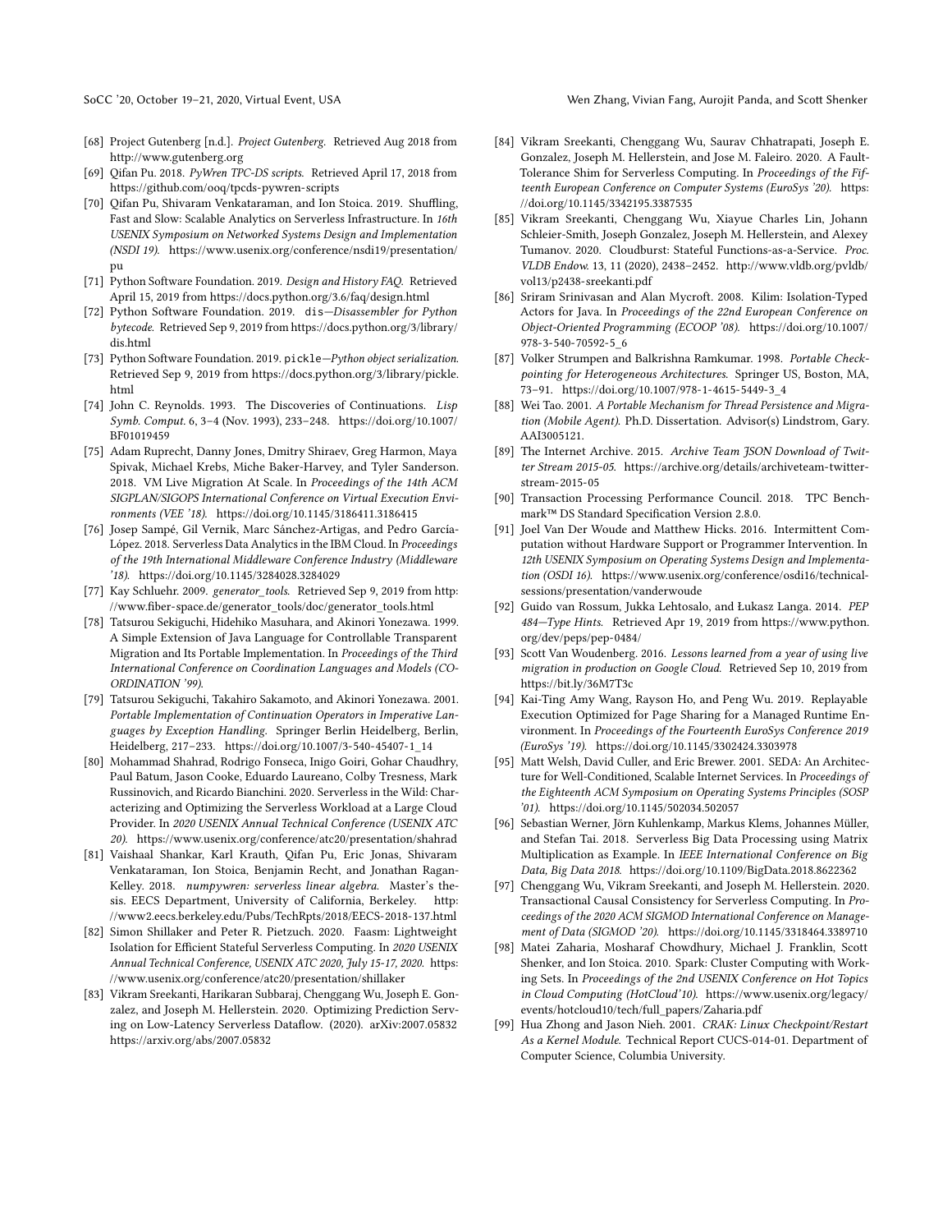- [68] Project Gutenberg [n.d.]. *Project Gutenberg*. Retrieved Aug 2018 from http://www.gutenberg.org
- [69] Qifan Pu. 2018. *PyWren TPC-DS scripts*. Retrieved April 17, 2018 from https://github.com/ooq/tpcds-pywren-scripts
- [70] Qifan Pu, Shivaram Venkataraman, and Ion Stoica. 2019. Shuffling, Fast and Slow: Scalable Analytics on Serverless Infrastructure. In *16th USENIX Symposium on Networked Systems Design and Implementation (NSDI 19)*. https://www.usenix.org/conference/nsdi19/presentation/pu
- [71] Python Software Foundation. 2019. *Design and History FAQ*. Retrieved April 15, 2019 from https://docs.python.org/3.6/faq/design.html
- [72] Python Software Foundation. 2019. dis—*Disassembler for Python bytecode*. Retrieved Sep 9, 2019 from https://docs.python.org/3/library/dis.html
- [73] Python Software Foundation. 2019. pickle—*Python object serialization*. Retrieved Sep 9, 2019 from https://docs.python.org/3/library/pickle.html
- [74] John C. Reynolds. 1993. The Discoveries of Continuations. *Lisp Symb. Comput.* 6, 3–4 (Nov. 1993), 233–248. https://doi.org/10.1007/BF01019459
- [75] Adam Ruprecht, Danny Jones, Dmitry Shiraev, Greg Harmon, Maya Spivak, Michael Krebs, Miche Baker-Harvey, and Tyler Sanderson. 2018. VM Live Migration At Scale. In *Proceedings of the 14th ACM SIGPLAN/SIGOPS International Conference on Virtual Execution Environments (VEE '18)*. https://doi.org/10.1145/3186411.3186415
- [76] Josep Sampé, Gil Vernik, Marc Sánchez-Artigas, and Pedro García-López. 2018. Serverless Data Analytics in the IBM Cloud. In *Proceedings of the 19th International Middleware Conference Industry (Middleware '18)*. https://doi.org/10.1145/3284028.3284029
- [77] Kay Schluehr. 2009. *generator_tools*. Retrieved Sep 9, 2019 from http://www.fiber-space.de/generator_tools/doc/generator_tools.html
- [78] Tatsurou Sekiguchi, Hidehiko Masuhara, and Akinori Yonezawa. 1999. A Simple Extension of Java Language for Controllable Transparent Migration and Its Portable Implementation. In *Proceedings of the Third International Conference on Coordination Languages and Models (COORDINATION '99)*.
- [79] Tatsurou Sekiguchi, Takahiro Sakamoto, and Akinori Yonezawa. 2001. *Portable Implementation of Continuation Operators in Imperative Languages by Exception Handling*. Springer Berlin Heidelberg, Berlin, Heidelberg, 217–233. https://doi.org/10.1007/3-540-45407-1_14
- [80] Mohammad Shahrad, Rodrigo Fonseca, Inigo Goiri, Gohar Chaudhry, Paul Batum, Jason Cooke, Eduardo Laureano, Colby Tresness, Mark Russinovich, and Ricardo Bianchini. 2020. Serverless in the Wild: Characterizing and Optimizing the Serverless Workload at a Large Cloud Provider. In *2020 USENIX Annual Technical Conference (USENIX ATC 20)*. https://www.usenix.org/conference/atc20/presentation/shahrad
- [81] Vaishaal Shankar, Karl Krauth, Qifan Pu, Eric Jonas, Shivaram Venkataraman, Ion Stoica, Benjamin Recht, and Jonathan Ragan-Kelley. 2018. *numpywren: serverless linear algebra*. Master's thesis. EECS Department, University of California, Berkeley. http://www2.eecs.berkeley.edu/Pubs/TechRpts/2018/EECS-2018-137.html
- [82] Simon Shillaker and Peter R. Pietzuch. 2020. Faasm: Lightweight Isolation for Efficient Stateful Serverless Computing. In *2020 USENIX Annual Technical Conference, USENIX ATC 2020, July 15-17, 2020*. https://www.usenix.org/conference/atc20/presentation/shillaker
- [83] Vikram Sreekanti, Harikaran Subbaraj, Chenggang Wu, Joseph E. Gonzalez, and Joseph M. Hellerstein. 2020. Optimizing Prediction Serving on Low-Latency Serverless Dataflow. (2020). arXiv:2007.05832 https://arxiv.org/abs/2007.05832
- [84] Vikram Sreekanti, Chenggang Wu, Saurav Chhatrapati, Joseph E. Gonzalez, Joseph M. Hellerstein, and Jose M. Faleiro. 2020. A Fault-Tolerance Shim for Serverless Computing. In *Proceedings of the Fifteenth European Conference on Computer Systems (EuroSys '20)*. https://doi.org/10.1145/3342195.3387535
- [85] Vikram Sreekanti, Chenggang Wu, Xiayue Charles Lin, Johann Schleier-Smith, Joseph Gonzalez, Joseph M. Hellerstein, and Alexey Tumanov. 2020. Cloudburst: Stateful Functions-as-a-Service. *Proc. VLDB Endow.* 13, 11 (2020), 2438–2452. http://www.vldb.org/pvldb/vol13/p2438-sreekanti.pdf
- [86] Sriram Srinivasan and Alan Mycroft. 2008. Kilim: Isolation-Typed Actors for Java. In *Proceedings of the 22nd European Conference on Object-Oriented Programming (ECOOP '08)*. https://doi.org/10.1007/978-3-540-70592-5_6
- [87] Volker Strumpen and Balkrishna Ramkumar. 1998. *Portable Checkpointing for Heterogeneous Architectures*. Springer US, Boston, MA, 73–91. https://doi.org/10.1007/978-1-4615-5449-3_4
- [88] Wei Tao. 2001. *A Portable Mechanism for Thread Persistence and Migration (Mobile Agent)*. Ph.D. Dissertation. Advisor(s) Lindstrom, Gary. AAI3005121.
- [89] The Internet Archive. 2015. *Archive Team JSON Download of Twitter Stream 2015-05*. https://archive.org/details/archiveteam-twitter-stream-2015-05
- [90] Transaction Processing Performance Council. 2018. TPC Benchmark™ DS Standard Specification Version 2.8.0.
- [91] Joel Van Der Woude and Matthew Hicks. 2016. Intermittent Computation without Hardware Support or Programmer Intervention. In *12th USENIX Symposium on Operating Systems Design and Implementation (OSDI 16)*. https://www.usenix.org/conference/osdi16/technical-sessions/presentation/vanderwoude
- [92] Guido van Rossum, Jukka Lehtosalo, and Łukasz Langa. 2014. *PEP 484—Type Hints*. Retrieved Apr 19, 2019 from https://www.python.org/dev/peps/pep-0484/
- [93] Scott Van Woudenberg. 2016. *Lessons learned from a year of using live migration in production on Google Cloud*. Retrieved Sep 10, 2019 from https://bit.ly/36M7T3c
- [94] Kai-Ting Amy Wang, Rayson Ho, and Peng Wu. 2019. Replayable Execution Optimized for Page Sharing for a Managed Runtime Environment. In *Proceedings of the Fourteenth EuroSys Conference 2019 (EuroSys '19)*. https://doi.org/10.1145/3302424.3303978
- [95] Matt Welsh, David Culler, and Eric Brewer. 2001. SEDA: An Architecture for Well-Conditioned, Scalable Internet Services. In *Proceedings of the Eighteenth ACM Symposium on Operating Systems Principles (SOSP '01)*. https://doi.org/10.1145/502034.502057
- [96] Sebastian Werner, Jörn Kuhlenkamp, Markus Klems, Johannes Müller, and Stefan Tai. 2018. Serverless Big Data Processing using Matrix Multiplication as Example. In *IEEE International Conference on Big Data, Big Data 2018*. https://doi.org/10.1109/BigData.2018.8622362
- [97] Chenggang Wu, Vikram Sreekanti, and Joseph M. Hellerstein. 2020. Transactional Causal Consistency for Serverless Computing. In *Proceedings of the 2020 ACM SIGMOD International Conference on Management of Data (SIGMOD '20)*. https://doi.org/10.1145/3318464.3389710
- [98] Matei Zaharia, Mosharaf Chowdhury, Michael J. Franklin, Scott Shenker, and Ion Stoica. 2010. Spark: Cluster Computing with Working Sets. In *Proceedings of the 2nd USENIX Conference on Hot Topics in Cloud Computing (HotCloud'10)*. https://www.usenix.org/legacy/events/hotcloud10/tech/full_papers/Zaharia.pdf
- [99] Hua Zhong and Jason Nieh. 2001. *CRAK: Linux Checkpoint/Restart As a Kernel Module*. Technical Report CUCS-014-01. Department of Computer Science, Columbia University.